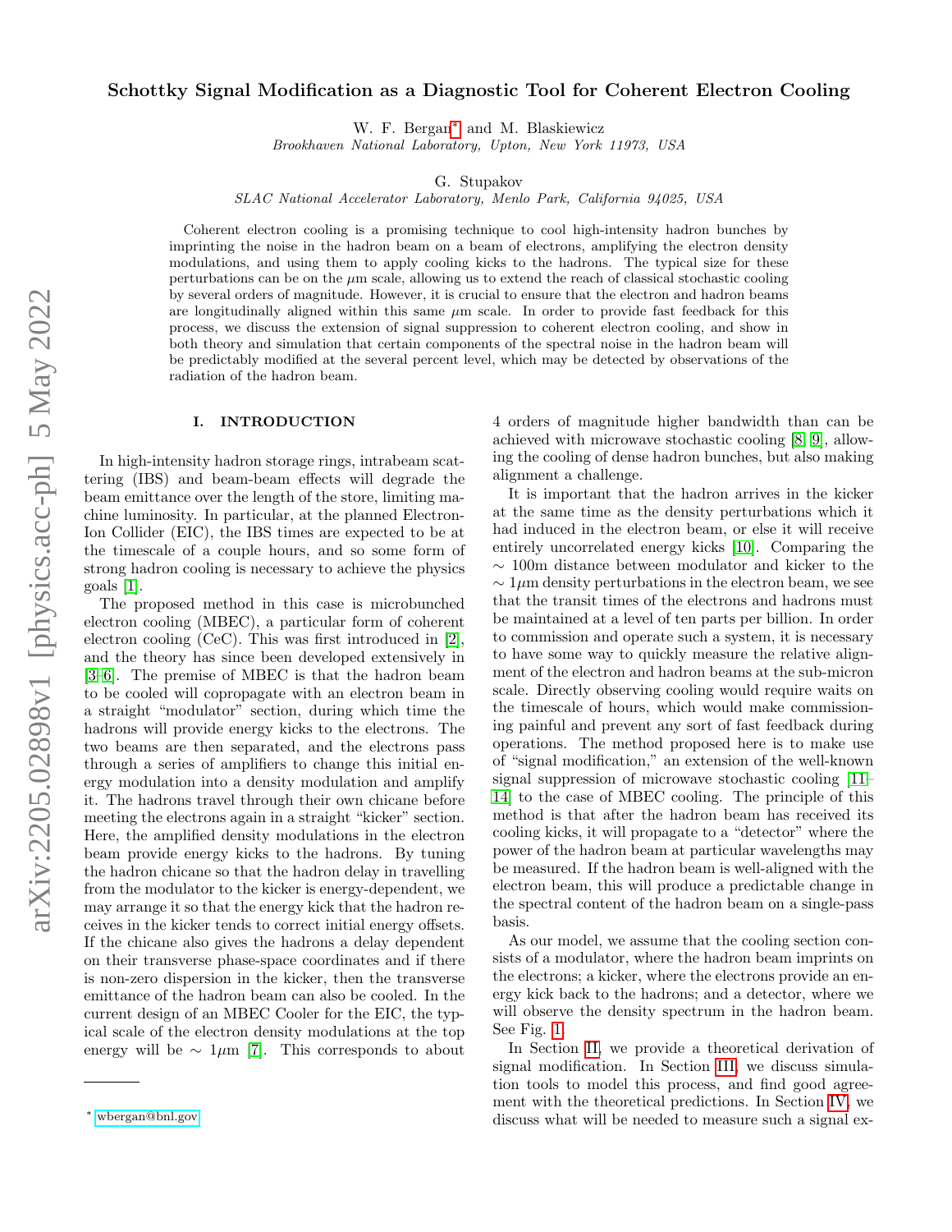# Schottky Signal Modification as a Diagnostic Tool for Coherent Electron Cooling

W. F. Bergan[*] and M. Blaskiewicz
*Brookhaven National Laboratory, Upton, New York 11973, USA*

G. Stupakov
*SLAC National Accelerator Laboratory, Menlo Park, California 94025, USA*

Coherent electron cooling is a promising technique to cool high-intensity hadron bunches by imprinting the noise in the hadron beam on a beam of electrons, amplifying the electron density modulations, and using them to apply cooling kicks to the hadrons. The typical size for these perturbations can be on the $\mu$m scale, allowing us to extend the reach of classical stochastic cooling by several orders of magnitude. However, it is crucial to ensure that the electron and hadron beams are longitudinally aligned within this same $\mu$m scale. In order to provide fast feedback for this process, we discuss the extension of signal suppression to coherent electron cooling, and show in both theory and simulation that certain components of the spectral noise in the hadron beam will be predictably modified at the several percent level, which may be detected by observations of the radiation of the hadron beam.

## I. INTRODUCTION

In high-intensity hadron storage rings, intrabeam scattering (IBS) and beam-beam effects will degrade the beam emittance over the length of the store, limiting machine luminosity. In particular, at the planned Electron-Ion Collider (EIC), the IBS times are expected to be at the timescale of a couple hours, and so some form of strong hadron cooling is necessary to achieve the physics goals [1].

The proposed method in this case is microbunched electron cooling (MBEC), a particular form of coherent electron cooling (CeC). This was first introduced in [2], and the theory has since been developed extensively in [3–6]. The premise of MBEC is that the hadron beam to be cooled will copropagate with an electron beam in a straight "modulator" section, during which time the hadrons will provide energy kicks to the electrons. The two beams are then separated, and the electrons pass through a series of amplifiers to change this initial energy modulation into a density modulation and amplify it. The hadrons travel through their own chicane before meeting the electrons again in a straight "kicker" section. Here, the amplified density modulations in the electron beam provide energy kicks to the hadrons. By tuning the hadron chicane so that the hadron delay in travelling from the modulator to the kicker is energy-dependent, we may arrange it so that the energy kick that the hadron receives in the kicker tends to correct initial energy offsets. If the chicane also gives the hadrons a delay dependent on their transverse phase-space coordinates and if there is non-zero dispersion in the kicker, then the transverse emittance of the hadron beam can also be cooled. In the current design of an MBEC Cooler for the EIC, the typical scale of the electron density modulations at the top energy will be $\sim 1\mu$m [7]. This corresponds to about 4 orders of magnitude higher bandwidth than can be achieved with microwave stochastic cooling [8, 9], allowing the cooling of dense hadron bunches, but also making alignment a challenge.

It is important that the hadron arrives in the kicker at the same time as the density perturbations which it had induced in the electron beam, or else it will receive entirely uncorrelated energy kicks [10]. Comparing the $\sim 100$m distance between modulator and kicker to the $\sim 1\mu$m density perturbations in the electron beam, we see that the transit times of the electrons and hadrons must be maintained at a level of ten parts per billion. In order to commission and operate such a system, it is necessary to have some way to quickly measure the relative alignment of the electron and hadron beams at the sub-micron scale. Directly observing cooling would require waits on the timescale of hours, which would make commissioning painful and prevent any sort of fast feedback during operations. The method proposed here is to make use of "signal modification," an extension of the well-known signal suppression of microwave stochastic cooling [11–14] to the case of MBEC cooling. The principle of this method is that after the hadron beam has received its cooling kicks, it will propagate to a "detector" where the power of the hadron beam at particular wavelengths may be measured. If the hadron beam is well-aligned with the electron beam, this will produce a predictable change in the spectral content of the hadron beam on a single-pass basis.

As our model, we assume that the cooling section consists of a modulator, where the hadron beam imprints on the electrons; a kicker, where the electrons provide an energy kick back to the hadrons; and a detector, where we will observe the density spectrum in the hadron beam. See Fig. 1.

In Section II, we provide a theoretical derivation of signal modification. In Section III, we discuss simulation tools to model this process, and find good agreement with the theoretical predictions. In Section IV, we discuss what will be needed to measure such a signal ex-

[*] wbergan@bnl.gov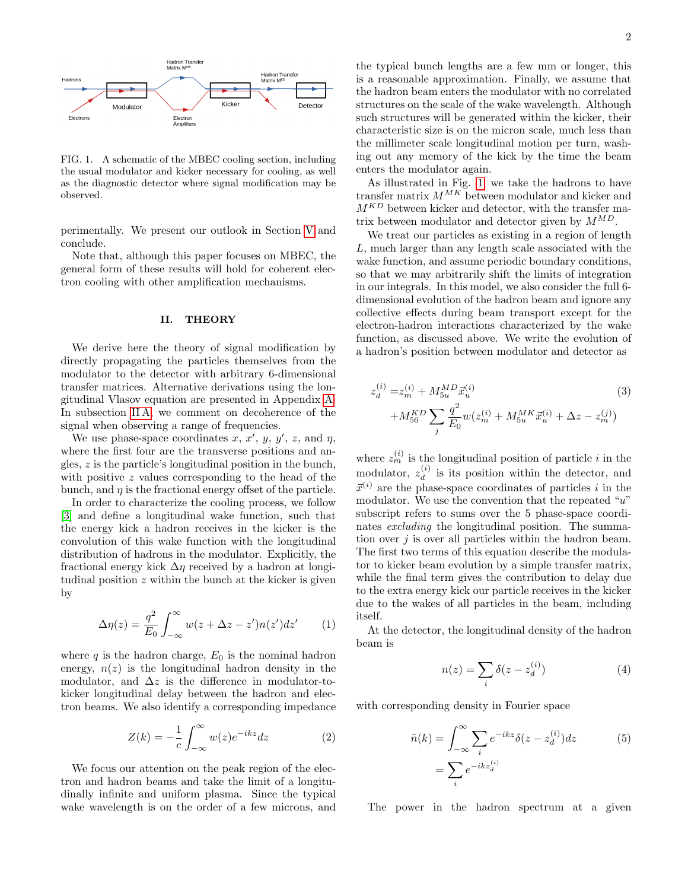FIG. 1. A schematic of the MBEC cooling section, including the usual modulator and kicker necessary for cooling, as well as the diagnostic detector where signal modification may be observed.

perimentally. We present our outlook in Section V and conclude.

Note that, although this paper focuses on MBEC, the general form of these results will hold for coherent electron cooling with other amplification mechanisms.

## II. THEORY

We derive here the theory of signal modification by directly propagating the particles themselves from the modulator to the detector with arbitrary 6-dimensional transfer matrices. Alternative derivations using the longitudinal Vlasov equation are presented in Appendix A. In subsection II A, we comment on decoherence of the signal when observing a range of frequencies.

We use phase-space coordinates $x$, $x'$, $y$, $y'$, $z$, and $\eta$, where the first four are the transverse positions and angles, $z$ is the particle's longitudinal position in the bunch, with positive $z$ values corresponding to the head of the bunch, and $\eta$ is the fractional energy offset of the particle.

In order to characterize the cooling process, we follow [3] and define a longitudinal wake function, such that the energy kick a hadron receives in the kicker is the convolution of this wake function with the longitudinal distribution of hadrons in the modulator. Explicitly, the fractional energy kick $\Delta\eta$ received by a hadron at longitudinal position $z$ within the bunch at the kicker is given by

$$\Delta\eta(z) = \frac{q^2}{E_0}\int_{-\infty}^{\infty} w(z + \Delta z - z')n(z')dz' \qquad (1)$$

where $q$ is the hadron charge, $E_0$ is the nominal hadron energy, $n(z)$ is the longitudinal hadron density in the modulator, and $\Delta z$ is the difference in modulator-to-kicker longitudinal delay between the hadron and electron beams. We also identify a corresponding impedance

$$Z(k) = -\frac{1}{c}\int_{-\infty}^{\infty} w(z)e^{-ikz}dz \qquad (2)$$

We focus our attention on the peak region of the electron and hadron beams and take the limit of a longitudinally infinite and uniform plasma. Since the typical wake wavelength is on the order of a few microns, and the typical bunch lengths are a few mm or longer, this is a reasonable approximation. Finally, we assume that the hadron beam enters the modulator with no correlated structures on the scale of the wake wavelength. Although such structures will be generated within the kicker, their characteristic size is on the micron scale, much less than the millimeter scale longitudinal motion per turn, washing out any memory of the kick by the time the beam enters the modulator again.

As illustrated in Fig. 1, we take the hadrons to have transfer matrix $M^{MK}$ between modulator and kicker and $M^{KD}$ between kicker and detector, with the transfer matrix between modulator and detector given by $M^{MD}$.

We treat our particles as existing in a region of length $L$, much larger than any length scale associated with the wake function, and assume periodic boundary conditions, so that we may arbitrarily shift the limits of integration in our integrals. In this model, we also consider the full 6-dimensional evolution of the hadron beam and ignore any collective effects during beam transport except for the electron-hadron interactions characterized by the wake function, as discussed above. We write the evolution of a hadron's position between modulator and detector as

$$\begin{aligned} z_d^{(i)} =& z_m^{(i)} + M_{5u}^{MD}\vec{x}_u^{(i)} \\ &+ M_{56}^{KD}\sum_j \frac{q^2}{E_0} w(z_m^{(i)} + M_{5u}^{MK}\vec{x}_u^{(i)} + \Delta z - z_m^{(j)}) \end{aligned} \qquad (3)$$

where $z_m^{(i)}$ is the longitudinal position of particle $i$ in the modulator, $z_d^{(i)}$ is its position within the detector, and $\vec{x}^{(i)}$ are the phase-space coordinates of particles $i$ in the modulator. We use the convention that the repeated "$u$" subscript refers to sums over the 5 phase-space coordinates *excluding* the longitudinal position. The summation over $j$ is over all particles within the hadron beam. The first two terms of this equation describe the modulator to kicker beam evolution by a simple transfer matrix, while the final term gives the contribution to delay due to the extra energy kick our particle receives in the kicker due to the wakes of all particles in the beam, including itself.

At the detector, the longitudinal density of the hadron beam is

$$n(z) = \sum_i \delta(z - z_d^{(i)}) \qquad (4)$$

with corresponding density in Fourier space

$$\begin{aligned} \tilde{n}(k) &= \int_{-\infty}^{\infty}\sum_i e^{-ikz}\delta(z - z_d^{(i)})dz \\ &= \sum_i e^{-ikz_d^{(i)}} \end{aligned} \qquad (5)$$

The power in the hadron spectrum at a given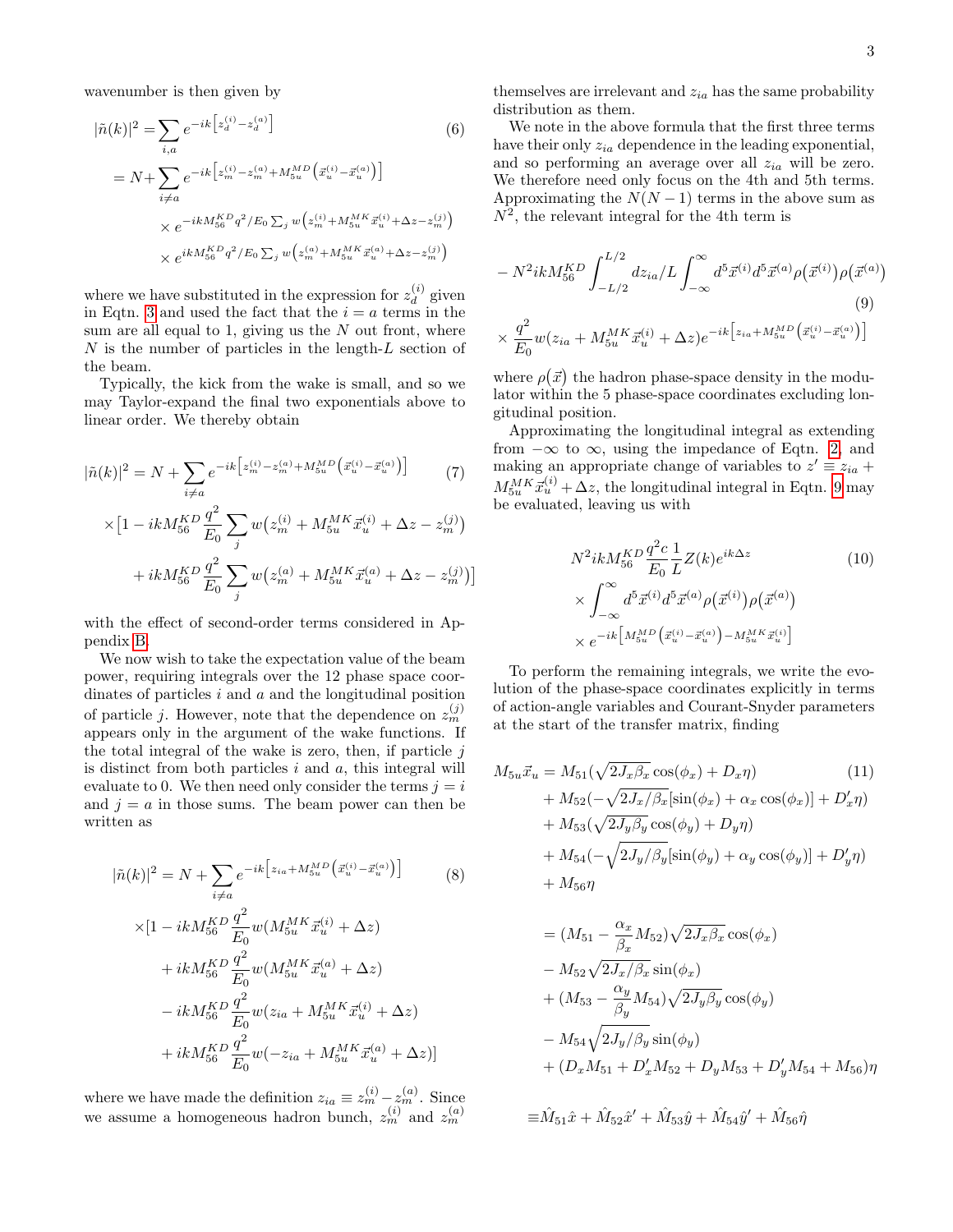wavenumber is then given by

$$
\begin{aligned}
|\tilde{n}(k)|^2 &= \sum_{i,a} e^{-ik\left[z_d^{(i)} - z_d^{(a)}\right]} \qquad (6)\\
&= N + \sum_{i\neq a} e^{-ik\left[z_m^{(i)} - z_m^{(a)} + M_{5u}^{MD}\left(\vec{x}_u^{(i)} - \vec{x}_u^{(a)}\right)\right]}\\
&\quad \times e^{-ikM_{56}^{KD} q^2/E_0 \sum_j w\left(z_m^{(i)} + M_{5u}^{MK}\vec{x}_u^{(i)} + \Delta z - z_m^{(j)}\right)}\\
&\quad \times e^{ikM_{56}^{KD} q^2/E_0 \sum_j w\left(z_m^{(a)} + M_{5u}^{MK}\vec{x}_u^{(a)} + \Delta z - z_m^{(j)}\right)}
\end{aligned}
$$

where we have substituted in the expression for $z_d^{(i)}$ given in Eqtn. 3 and used the fact that the $i = a$ terms in the sum are all equal to 1, giving us the $N$ out front, where $N$ is the number of particles in the length-$L$ section of the beam.

Typically, the kick from the wake is small, and so we may Taylor-expand the final two exponentials above to linear order. We thereby obtain

$$
\begin{aligned}
|\tilde{n}(k)|^2 &= N + \sum_{i\neq a} e^{-ik\left[z_m^{(i)} - z_m^{(a)} + M_{5u}^{MD}\left(\vec{x}_u^{(i)} - \vec{x}_u^{(a)}\right)\right]} \qquad (7)\\
&\times\big[1 - ikM_{56}^{KD}\frac{q^2}{E_0}\sum_j w\big(z_m^{(i)} + M_{5u}^{MK}\vec{x}_u^{(i)} + \Delta z - z_m^{(j)}\big)\\
&\quad + ikM_{56}^{KD}\frac{q^2}{E_0}\sum_j w\big(z_m^{(a)} + M_{5u}^{MK}\vec{x}_u^{(a)} + \Delta z - z_m^{(j)}\big)\big]
\end{aligned}
$$

with the effect of second-order terms considered in Appendix B.

We now wish to take the expectation value of the beam power, requiring integrals over the 12 phase space coordinates of particles $i$ and $a$ and the longitudinal position of particle $j$. However, note that the dependence on $z_m^{(j)}$ appears only in the argument of the wake functions. If the total integral of the wake is zero, then, if particle $j$ is distinct from both particles $i$ and $a$, this integral will evaluate to 0. We then need only consider the terms $j = i$ and $j = a$ in those sums. The beam power can then be written as

$$
\begin{aligned}
|\tilde{n}(k)|^2 &= N + \sum_{i\neq a} e^{-ik\left[z_{ia} + M_{5u}^{MD}\left(\vec{x}_u^{(i)} - \vec{x}_u^{(a)}\right)\right]} \qquad (8)\\
&\times[1 - ikM_{56}^{KD}\frac{q^2}{E_0} w(M_{5u}^{MK}\vec{x}_u^{(i)} + \Delta z)\\
&\quad + ikM_{56}^{KD}\frac{q^2}{E_0} w(M_{5u}^{MK}\vec{x}_u^{(a)} + \Delta z)\\
&\quad - ikM_{56}^{KD}\frac{q^2}{E_0} w(z_{ia} + M_{5u}^{MK}\vec{x}_u^{(i)} + \Delta z)\\
&\quad + ikM_{56}^{KD}\frac{q^2}{E_0} w(-z_{ia} + M_{5u}^{MK}\vec{x}_u^{(a)} + \Delta z)]
\end{aligned}
$$

where we have made the definition $z_{ia} \equiv z_m^{(i)} - z_m^{(a)}$. Since we assume a homogeneous hadron bunch, $z_m^{(i)}$ and $z_m^{(a)}$ themselves are irrelevant and $z_{ia}$ has the same probability distribution as them.

We note in the above formula that the first three terms have their only $z_{ia}$ dependence in the leading exponential, and so performing an average over all $z_{ia}$ will be zero. We therefore need only focus on the 4th and 5th terms. Approximating the $N(N-1)$ terms in the above sum as $N^2$, the relevant integral for the 4th term is

$$
\begin{aligned}
&- N^2 ikM_{56}^{KD}\int_{-L/2}^{L/2} dz_{ia}/L \int_{-\infty}^{\infty} d^5\vec{x}^{(i)} d^5\vec{x}^{(a)} \rho\big(\vec{x}^{(i)}\big)\rho\big(\vec{x}^{(a)}\big) \qquad (9)\\
&\times \frac{q^2}{E_0} w(z_{ia} + M_{5u}^{MK}\vec{x}_u^{(i)} + \Delta z) e^{-ik\left[z_{ia} + M_{5u}^{MD}\left(\vec{x}_u^{(i)} - \vec{x}_u^{(a)}\right)\right]}
\end{aligned}
$$

where $\rho(\vec{x})$ the hadron phase-space density in the modulator within the 5 phase-space coordinates excluding longitudinal position.

Approximating the longitudinal integral as extending from $-\infty$ to $\infty$, using the impedance of Eqtn. 2, and making an appropriate change of variables to $z' \equiv z_{ia} + M_{5u}^{MK}\vec{x}_u^{(i)} + \Delta z$, the longitudinal integral in Eqtn. 9 may be evaluated, leaving us with

$$
\begin{aligned}
&N^2 ikM_{56}^{KD}\frac{q^2 c}{E_0}\frac{1}{L} Z(k) e^{ik\Delta z} \qquad (10)\\
&\times \int_{-\infty}^{\infty} d^5\vec{x}^{(i)} d^5\vec{x}^{(a)} \rho\big(\vec{x}^{(i)}\big)\rho\big(\vec{x}^{(a)}\big)\\
&\times e^{-ik\left[M_{5u}^{MD}\left(\vec{x}_u^{(i)} - \vec{x}_u^{(a)}\right) - M_{5u}^{MK}\vec{x}_u^{(i)}\right]}
\end{aligned}
$$

To perform the remaining integrals, we write the evolution of the phase-space coordinates explicitly in terms of action-angle variables and Courant-Snyder parameters at the start of the transfer matrix, finding

$$
\begin{aligned}
M_{5u}\vec{x}_u &= M_{51}(\sqrt{2J_x\beta_x}\cos(\phi_x) + D_x\eta) \qquad (11)\\
&+ M_{52}(-\sqrt{2J_x/\beta_x}[\sin(\phi_x) + \alpha_x\cos(\phi_x)] + D_x'\eta)\\
&+ M_{53}(\sqrt{2J_y\beta_y}\cos(\phi_y) + D_y\eta)\\
&+ M_{54}(-\sqrt{2J_y/\beta_y}[\sin(\phi_y) + \alpha_y\cos(\phi_y)] + D_y'\eta)\\
&+ M_{56}\eta\\
&= (M_{51} - \frac{\alpha_x}{\beta_x}M_{52})\sqrt{2J_x\beta_x}\cos(\phi_x)\\
&- M_{52}\sqrt{2J_x/\beta_x}\sin(\phi_x)\\
&+ (M_{53} - \frac{\alpha_y}{\beta_y}M_{54})\sqrt{2J_y\beta_y}\cos(\phi_y)\\
&- M_{54}\sqrt{2J_y/\beta_y}\sin(\phi_y)\\
&+ (D_x M_{51} + D_x' M_{52} + D_y M_{53} + D_y' M_{54} + M_{56})\eta\\
&\equiv \hat{M}_{51}\hat{x} + \hat{M}_{52}\hat{x}' + \hat{M}_{53}\hat{y} + \hat{M}_{54}\hat{y}' + \hat{M}_{56}\hat{\eta}
\end{aligned}
$$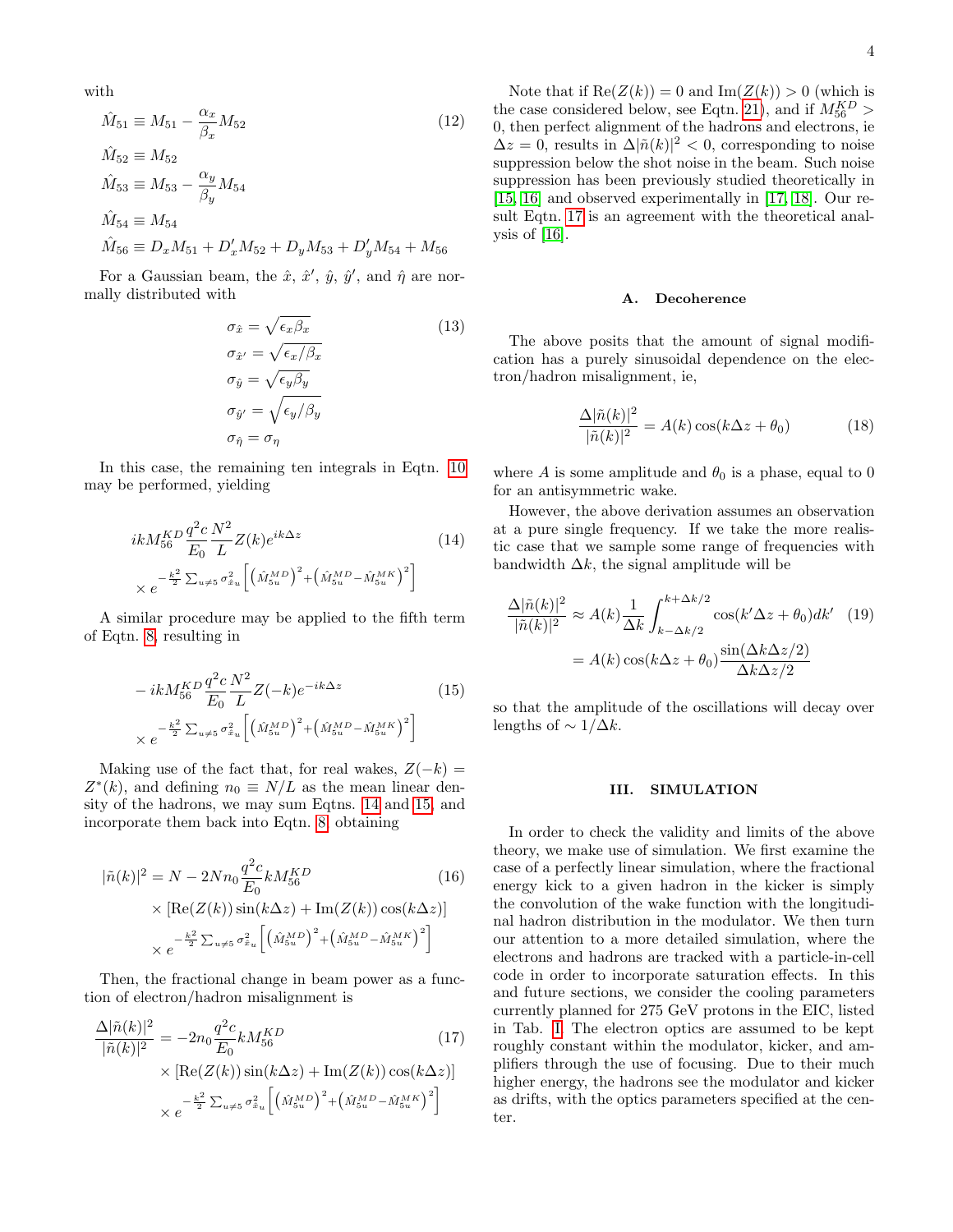with

$$
\begin{aligned}
\hat{M}_{51} &\equiv M_{51} - \frac{\alpha_x}{\beta_x} M_{52} \\
\hat{M}_{52} &\equiv M_{52} \\
\hat{M}_{53} &\equiv M_{53} - \frac{\alpha_y}{\beta_y} M_{54} \\
\hat{M}_{54} &\equiv M_{54} \\
\hat{M}_{56} &\equiv D_x M_{51} + D'_x M_{52} + D_y M_{53} + D'_y M_{54} + M_{56}
\end{aligned} \tag{12}
$$

For a Gaussian beam, the $\hat{x}$, $\hat{x}'$, $\hat{y}$, $\hat{y}'$, and $\hat{\eta}$ are normally distributed with

$$
\begin{aligned}
\sigma_{\hat{x}} &= \sqrt{\epsilon_x \beta_x} \\
\sigma_{\hat{x}'} &= \sqrt{\epsilon_x / \beta_x} \\
\sigma_{\hat{y}} &= \sqrt{\epsilon_y \beta_y} \\
\sigma_{\hat{y}'} &= \sqrt{\epsilon_y / \beta_y} \\
\sigma_{\hat{\eta}} &= \sigma_\eta
\end{aligned} \tag{13}
$$

In this case, the remaining ten integrals in Eqtn. 10 may be performed, yielding

$$
\begin{aligned}
& ik M_{56}^{KD} \frac{q^2 c}{E_0} \frac{N^2}{L} Z(k) e^{ik\Delta z} \\
& \times e^{-\frac{k^2}{2} \sum_{u \neq 5} \sigma_{\hat{x}_u}^2 \left[ \left( \hat{M}_{5u}^{MD} \right)^2 + \left( \hat{M}_{5u}^{MD} - \hat{M}_{5u}^{MK} \right)^2 \right]}
\end{aligned} \tag{14}
$$

A similar procedure may be applied to the fifth term of Eqtn. 8, resulting in

$$
\begin{aligned}
& -ik M_{56}^{KD} \frac{q^2 c}{E_0} \frac{N^2}{L} Z(-k) e^{-ik\Delta z} \\
& \times e^{-\frac{k^2}{2} \sum_{u \neq 5} \sigma_{\hat{x}_u}^2 \left[ \left( \hat{M}_{5u}^{MD} \right)^2 + \left( \hat{M}_{5u}^{MD} - \hat{M}_{5u}^{MK} \right)^2 \right]}
\end{aligned} \tag{15}
$$

Making use of the fact that, for real wakes, $Z(-k) = Z^*(k)$, and defining $n_0 \equiv N/L$ as the mean linear density of the hadrons, we may sum Eqtns. 14 and 15, and incorporate them back into Eqtn. 8, obtaining

$$
\begin{aligned}
|\tilde{n}(k)|^2 &= N - 2N n_0 \frac{q^2 c}{E_0} k M_{56}^{KD} \\
& \times \left[ \mathrm{Re}(Z(k)) \sin(k\Delta z) + \mathrm{Im}(Z(k)) \cos(k\Delta z) \right] \\
& \times e^{-\frac{k^2}{2} \sum_{u \neq 5} \sigma_{\hat{x}_u}^2 \left[ \left( \hat{M}_{5u}^{MD} \right)^2 + \left( \hat{M}_{5u}^{MD} - \hat{M}_{5u}^{MK} \right)^2 \right]}
\end{aligned} \tag{16}
$$

Then, the fractional change in beam power as a function of electron/hadron misalignment is

$$
\begin{aligned}
\frac{\Delta |\tilde{n}(k)|^2}{|\tilde{n}(k)|^2} &= -2 n_0 \frac{q^2 c}{E_0} k M_{56}^{KD} \\
& \times \left[ \mathrm{Re}(Z(k)) \sin(k\Delta z) + \mathrm{Im}(Z(k)) \cos(k\Delta z) \right] \\
& \times e^{-\frac{k^2}{2} \sum_{u \neq 5} \sigma_{\hat{x}_u}^2 \left[ \left( \hat{M}_{5u}^{MD} \right)^2 + \left( \hat{M}_{5u}^{MD} - \hat{M}_{5u}^{MK} \right)^2 \right]}
\end{aligned} \tag{17}
$$

Note that if $\mathrm{Re}(Z(k)) = 0$ and $\mathrm{Im}(Z(k)) > 0$ (which is the case considered below, see Eqtn. 21), and if $M_{56}^{KD} > 0$, then perfect alignment of the hadrons and electrons, ie $\Delta z = 0$, results in $\Delta |\tilde{n}(k)|^2 < 0$, corresponding to noise suppression below the shot noise in the beam. Such noise suppression has been previously studied theoretically in [15, 16] and observed experimentally in [17, 18]. Our result Eqtn. 17 is an agreement with the theoretical analysis of [16].

### A. Decoherence

The above posits that the amount of signal modification has a purely sinusoidal dependence on the electron/hadron misalignment, ie,

$$
\frac{\Delta |\tilde{n}(k)|^2}{|\tilde{n}(k)|^2} = A(k) \cos(k\Delta z + \theta_0) \tag{18}
$$

where $A$ is some amplitude and $\theta_0$ is a phase, equal to 0 for an antisymmetric wake.

However, the above derivation assumes an observation at a pure single frequency. If we take the more realistic case that we sample some range of frequencies with bandwidth $\Delta k$, the signal amplitude will be

$$
\begin{aligned}
\frac{\Delta |\tilde{n}(k)|^2}{|\tilde{n}(k)|^2} &\approx A(k) \frac{1}{\Delta k} \int_{k - \Delta k/2}^{k + \Delta k/2} \cos(k' \Delta z + \theta_0) dk' \\
&= A(k) \cos(k\Delta z + \theta_0) \frac{\sin(\Delta k \Delta z / 2)}{\Delta k \Delta z / 2}
\end{aligned} \tag{19}
$$

so that the amplitude of the oscillations will decay over lengths of $\sim 1/\Delta k$.

## III. SIMULATION

In order to check the validity and limits of the above theory, we make use of simulation. We first examine the case of a perfectly linear simulation, where the fractional energy kick to a given hadron in the kicker is simply the convolution of the wake function with the longitudinal hadron distribution in the modulator. We then turn our attention to a more detailed simulation, where the electrons and hadrons are tracked with a particle-in-cell code in order to incorporate saturation effects. In this and future sections, we consider the cooling parameters currently planned for 275 GeV protons in the EIC, listed in Tab. I. The electron optics are assumed to be kept roughly constant within the modulator, kicker, and amplifiers through the use of focusing. Due to their much higher energy, the hadrons see the modulator and kicker as drifts, with the optics parameters specified at the center.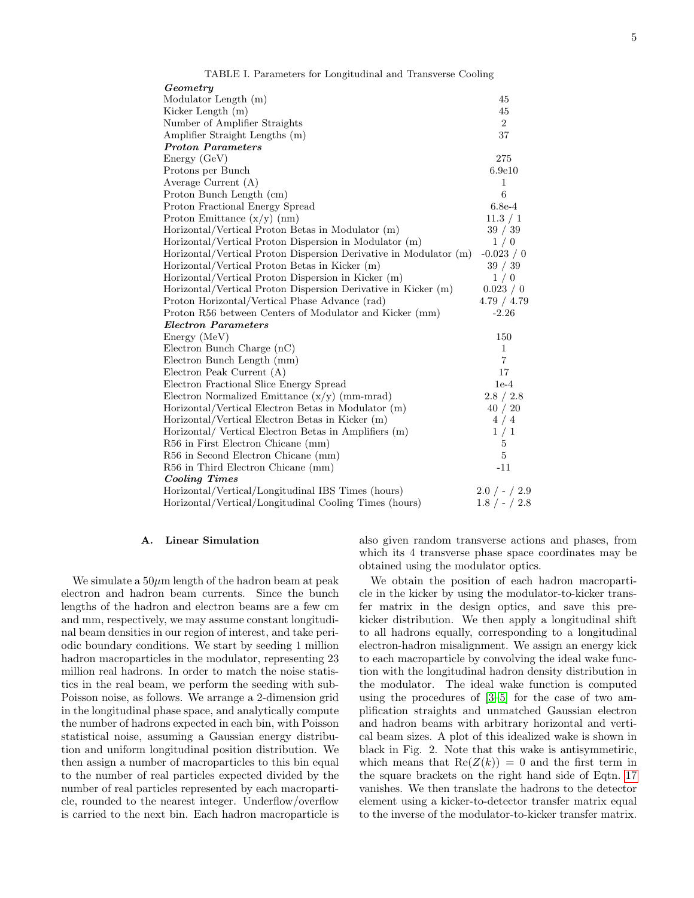TABLE I. Parameters for Longitudinal and Transverse Cooling

| | |
|---|---|
| ***Geometry*** | |
| Modulator Length (m) | 45 |
| Kicker Length (m) | 45 |
| Number of Amplifier Straights | 2 |
| Amplifier Straight Lengths (m) | 37 |
| ***Proton Parameters*** | |
| Energy (GeV) | 275 |
| Protons per Bunch | 6.9e10 |
| Average Current (A) | 1 |
| Proton Bunch Length (cm) | 6 |
| Proton Fractional Energy Spread | 6.8e-4 |
| Proton Emittance (x/y) (nm) | 11.3 / 1 |
| Horizontal/Vertical Proton Betas in Modulator (m) | 39 / 39 |
| Horizontal/Vertical Proton Dispersion in Modulator (m) | 1 / 0 |
| Horizontal/Vertical Proton Dispersion Derivative in Modulator (m) | -0.023 / 0 |
| Horizontal/Vertical Proton Betas in Kicker (m) | 39 / 39 |
| Horizontal/Vertical Proton Dispersion in Kicker (m) | 1 / 0 |
| Horizontal/Vertical Proton Dispersion Derivative in Kicker (m) | 0.023 / 0 |
| Proton Horizontal/Vertical Phase Advance (rad) | 4.79 / 4.79 |
| Proton R56 between Centers of Modulator and Kicker (mm) | -2.26 |
| ***Electron Parameters*** | |
| Energy (MeV) | 150 |
| Electron Bunch Charge (nC) | 1 |
| Electron Bunch Length (mm) | 7 |
| Electron Peak Current (A) | 17 |
| Electron Fractional Slice Energy Spread | 1e-4 |
| Electron Normalized Emittance (x/y) (mm-mrad) | 2.8 / 2.8 |
| Horizontal/Vertical Electron Betas in Modulator (m) | 40 / 20 |
| Horizontal/Vertical Electron Betas in Kicker (m) | 4 / 4 |
| Horizontal/ Vertical Electron Betas in Amplifiers (m) | 1 / 1 |
| R56 in First Electron Chicane (mm) | 5 |
| R56 in Second Electron Chicane (mm) | 5 |
| R56 in Third Electron Chicane (mm) | -11 |
| ***Cooling Times*** | |
| Horizontal/Vertical/Longitudinal IBS Times (hours) | 2.0 / - / 2.9 |
| Horizontal/Vertical/Longitudinal Cooling Times (hours) | 1.8 / - / 2.8 |

### A. Linear Simulation

We simulate a $50\mu$m length of the hadron beam at peak electron and hadron beam currents. Since the bunch lengths of the hadron and electron beams are a few cm and mm, respectively, we may assume constant longitudinal beam densities in our region of interest, and take periodic boundary conditions. We start by seeding 1 million hadron macroparticles in the modulator, representing 23 million real hadrons. In order to match the noise statistics in the real beam, we perform the seeding with sub-Poisson noise, as follows. We arrange a 2-dimension grid in the longitudinal phase space, and analytically compute the number of hadrons expected in each bin, with Poisson statistical noise, assuming a Gaussian energy distribution and uniform longitudinal position distribution. We then assign a number of macroparticles to this bin equal to the number of real particles expected divided by the number of real particles represented by each macroparticle, rounded to the nearest integer. Underflow/overflow is carried to the next bin. Each hadron macroparticle is also given random transverse actions and phases, from which its 4 transverse phase space coordinates may be obtained using the modulator optics.

We obtain the position of each hadron macroparticle in the kicker by using the modulator-to-kicker transfer matrix in the design optics, and save this pre-kicker distribution. We then apply a longitudinal shift to all hadrons equally, corresponding to a longitudinal electron-hadron misalignment. We assign an energy kick to each macroparticle by convolving the ideal wake function with the longitudinal hadron density distribution in the modulator. The ideal wake function is computed using the procedures of [3–5] for the case of two amplification straights and unmatched Gaussian electron and hadron beams with arbitrary horizontal and vertical beam sizes. A plot of this idealized wake is shown in black in Fig. 2. Note that this wake is antisymmetiric, which means that $\mathrm{Re}(Z(k)) = 0$ and the first term in the square brackets on the right hand side of Eqtn. 17 vanishes. We then translate the hadrons to the detector element using a kicker-to-detector transfer matrix equal to the inverse of the modulator-to-kicker transfer matrix.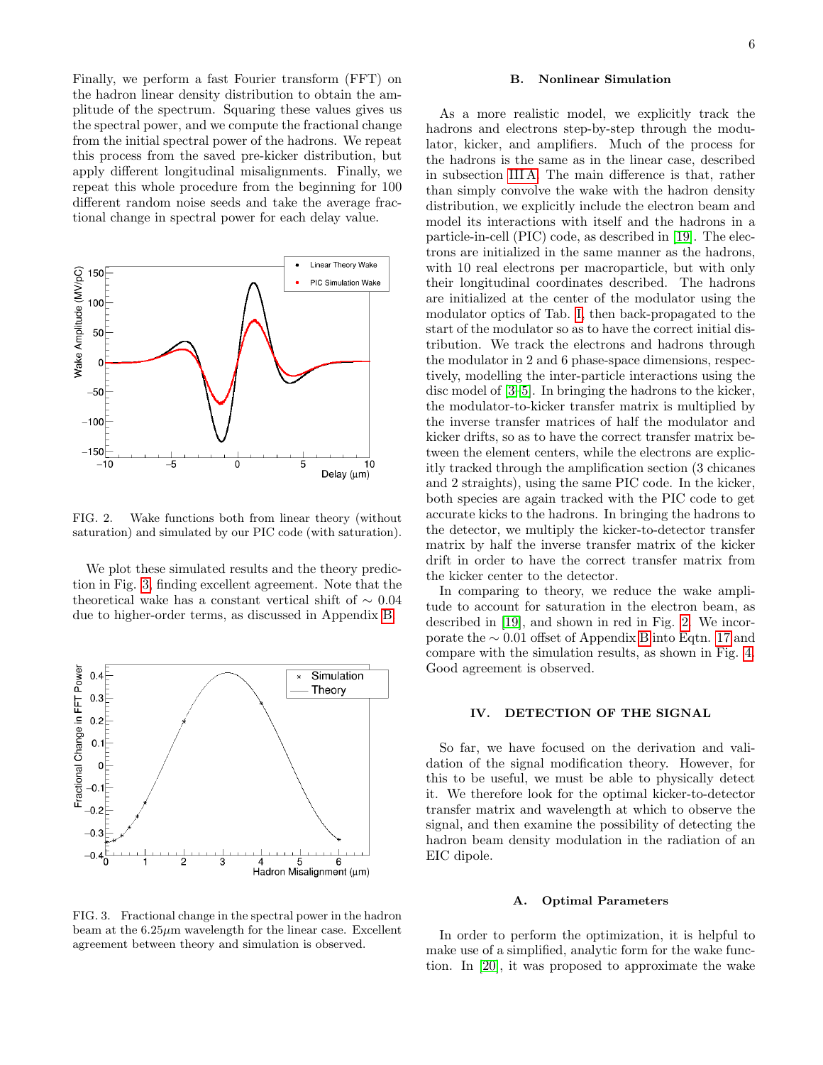Finally, we perform a fast Fourier transform (FFT) on the hadron linear density distribution to obtain the amplitude of the spectrum. Squaring these values gives us the spectral power, and we compute the fractional change from the initial spectral power of the hadrons. We repeat this process from the saved pre-kicker distribution, but apply different longitudinal misalignments. Finally, we repeat this whole procedure from the beginning for 100 different random noise seeds and take the average fractional change in spectral power for each delay value.

FIG. 2. Wake functions both from linear theory (without saturation) and simulated by our PIC code (with saturation).

We plot these simulated results and the theory prediction in Fig. 3, finding excellent agreement. Note that the theoretical wake has a constant vertical shift of $\sim 0.04$ due to higher-order terms, as discussed in Appendix B.

FIG. 3. Fractional change in the spectral power in the hadron beam at the $6.25\mu$m wavelength for the linear case. Excellent agreement between theory and simulation is observed.

### B. Nonlinear Simulation

As a more realistic model, we explicitly track the hadrons and electrons step-by-step through the modulator, kicker, and amplifiers. Much of the process for the hadrons is the same as in the linear case, described in subsection III A. The main difference is that, rather than simply convolve the wake with the hadron density distribution, we explicitly include the electron beam and model its interactions with itself and the hadrons in a particle-in-cell (PIC) code, as described in [19]. The electrons are initialized in the same manner as the hadrons, with 10 real electrons per macroparticle, but with only their longitudinal coordinates described. The hadrons are initialized at the center of the modulator using the modulator optics of Tab. I, then back-propagated to the start of the modulator so as to have the correct initial distribution. We track the electrons and hadrons through the modulator in 2 and 6 phase-space dimensions, respectively, modelling the inter-particle interactions using the disc model of [3, 5]. In bringing the hadrons to the kicker, the modulator-to-kicker transfer matrix is multiplied by the inverse transfer matrices of half the modulator and kicker drifts, so as to have the correct transfer matrix between the element centers, while the electrons are explicitly tracked through the amplification section (3 chicanes and 2 straights), using the same PIC code. In the kicker, both species are again tracked with the PIC code to get accurate kicks to the hadrons. In bringing the hadrons to the detector, we multiply the kicker-to-detector transfer matrix by half the inverse transfer matrix of the kicker drift in order to have the correct transfer matrix from the kicker center to the detector.

In comparing to theory, we reduce the wake amplitude to account for saturation in the electron beam, as described in [19], and shown in red in Fig. 2. We incorporate the $\sim 0.01$ offset of Appendix B into Eqtn. 17 and compare with the simulation results, as shown in Fig. 4. Good agreement is observed.

## IV. DETECTION OF THE SIGNAL

So far, we have focused on the derivation and validation of the signal modification theory. However, for this to be useful, we must be able to physically detect it. We therefore look for the optimal kicker-to-detector transfer matrix and wavelength at which to observe the signal, and then examine the possibility of detecting the hadron beam density modulation in the radiation of an EIC dipole.

### A. Optimal Parameters

In order to perform the optimization, it is helpful to make use of a simplified, analytic form for the wake function. In [20], it was proposed to approximate the wake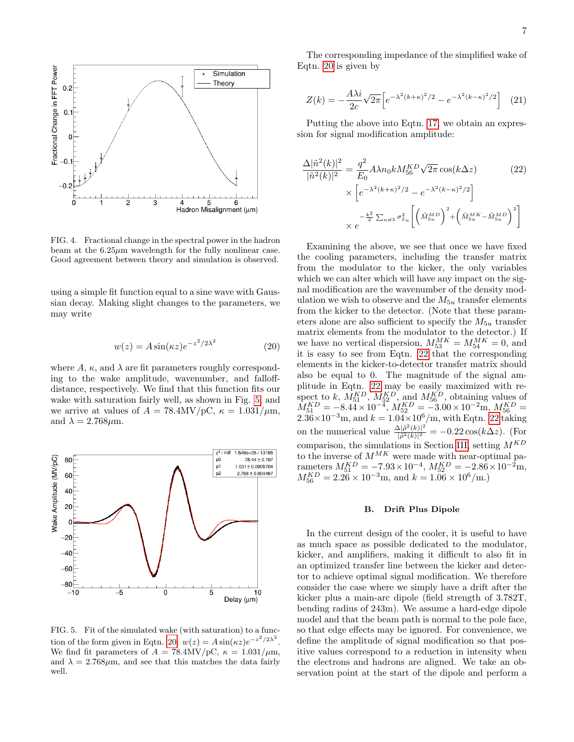FIG. 4. Fractional change in the spectral power in the hadron beam at the 6.25$\mu$m wavelength for the fully nonlinear case. Good agreement between theory and simulation is observed.

using a simple fit function equal to a sine wave with Gaussian decay. Making slight changes to the parameters, we may write

$$w(z) = A\sin(\kappa z)e^{-z^2/2\lambda^2} \tag{20}$$

where $A$, $\kappa$, and $\lambda$ are fit parameters roughly corresponding to the wake amplitude, wavenumber, and falloff-distance, respectively. We find that this function fits our wake with saturation fairly well, as shown in Fig. 5, and we arrive at values of $A = 78.4$MV/pC, $\kappa = 1.031/\mu$m, and $\lambda = 2.768\mu$m.

FIG. 5. Fit of the simulated wake (with saturation) to a function of the form given in Eqtn. 20: $w(z) = A\sin(\kappa z)e^{-z^2/2\lambda^2}$. We find fit parameters of $A = 78.4$MV/pC, $\kappa = 1.031/\mu$m, and $\lambda = 2.768\mu$m, and see that this matches the data fairly well.

The corresponding impedance of the simplified wake of Eqtn. 20 is given by

$$Z(k) = -\frac{A\lambda i}{2c}\sqrt{2\pi}\left[e^{-\lambda^2(k+\kappa)^2/2} - e^{-\lambda^2(k-\kappa)^2/2}\right] \tag{21}$$

Putting the above into Eqtn. 17, we obtain an expression for signal modification amplitude:

$$\begin{aligned}\frac{\Delta|\tilde{n}^2(k)|^2}{|\tilde{n}^2(k)|^2} &= \frac{q^2}{E_0}A\lambda n_0 k M_{56}^{KD}\sqrt{2\pi}\cos(k\Delta z) \\ &\times\left[e^{-\lambda^2(k+\kappa)^2/2} - e^{-\lambda^2(k-\kappa)^2/2}\right] \\ &\times e^{-\frac{k^2}{2}\sum_{u\neq 5}\sigma_{\tilde{x}_u}^2\left[\left(\tilde{M}_{5u}^{MD}\right)^2 + \left(\tilde{M}_{5u}^{MK} - \tilde{M}_{5u}^{MD}\right)^2\right]}\end{aligned} \tag{22}$$

Examining the above, we see that once we have fixed the cooling parameters, including the transfer matrix from the modulator to the kicker, the only variables which we can alter which will have any impact on the signal modification are the wavenumber of the density modulation we wish to observe and the $M_{5u}$ transfer elements from the kicker to the detector. (Note that these parameters alone are also sufficient to specify the $M_{5u}$ transfer matrix elements from the modulator to the detector.) If we have no vertical dispersion, $M_{53}^{MK} = M_{54}^{MK} = 0$, and it is easy to see from Eqtn. 22 that the corresponding elements in the kicker-to-detector transfer matrix should also be equal to 0. The magnitude of the signal amplitude in Eqtn. 22 may be easily maximized with respect to $k$, $M_{51}^{KD}$, $M_{52}^{KD}$, and $M_{56}^{KD}$, obtaining values of $M_{51}^{KD} = -8.44\times10^{-4}$, $M_{52}^{KD} = -3.00\times10^{-2}$m, $M_{56}^{KD} = 2.36\times10^{-3}$m, and $k = 1.04\times10^6$/m, with Eqtn. 22 taking on the numerical value $\frac{\Delta|\tilde{\rho}^2(k)|^2}{|\tilde{\rho}^2(k)|^2} = -0.22\cos(k\Delta z)$. (For comparison, the simulations in Section III, setting $M^{KD}$ to the inverse of $M^{MK}$ were made with near-optimal parameters $M_{51}^{KD} = -7.93\times10^{-4}$, $M_{52}^{KD} = -2.86\times10^{-2}$m, $M_{56}^{KD} = 2.26\times10^{-3}$m, and $k = 1.06\times10^6$/m.)

### B. Drift Plus Dipole

In the current design of the cooler, it is useful to have as much space as possible dedicated to the modulator, kicker, and amplifiers, making it difficult to also fit in an optimized transfer line between the kicker and detector to achieve optimal signal modification. We therefore consider the case where we simply have a drift after the kicker plus a main-arc dipole (field strength of 3.782T, bending radius of 243m). We assume a hard-edge dipole model and that the beam path is normal to the pole face, so that edge effects may be ignored. For convenience, we define the amplitude of signal modification so that positive values correspond to a reduction in intensity when the electrons and hadrons are aligned. We take an observation point at the start of the dipole and perform a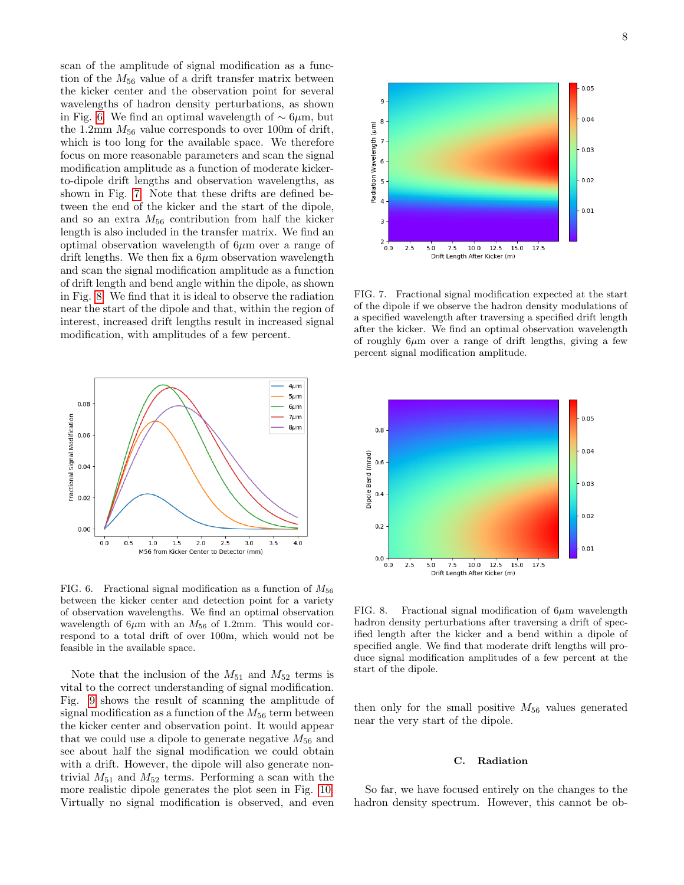scan of the amplitude of signal modification as a function of the $M_{56}$ value of a drift transfer matrix between the kicker center and the observation point for several wavelengths of hadron density perturbations, as shown in Fig. 6. We find an optimal wavelength of $\sim 6\mu$m, but the 1.2mm $M_{56}$ value corresponds to over 100m of drift, which is too long for the available space. We therefore focus on more reasonable parameters and scan the signal modification amplitude as a function of moderate kicker-to-dipole drift lengths and observation wavelengths, as shown in Fig. 7. Note that these drifts are defined between the end of the kicker and the start of the dipole, and so an extra $M_{56}$ contribution from half the kicker length is also included in the transfer matrix. We find an optimal observation wavelength of 6$\mu$m over a range of drift lengths. We then fix a 6$\mu$m observation wavelength and scan the signal modification amplitude as a function of drift length and bend angle within the dipole, as shown in Fig. 8. We find that it is ideal to observe the radiation near the start of the dipole and that, within the region of interest, increased drift lengths result in increased signal modification, with amplitudes of a few percent.

FIG. 6. Fractional signal modification as a function of $M_{56}$ between the kicker center and detection point for a variety of observation wavelengths. We find an optimal observation wavelength of 6$\mu$m with an $M_{56}$ of 1.2mm. This would correspond to a total drift of over 100m, which would not be feasible in the available space.

Note that the inclusion of the $M_{51}$ and $M_{52}$ terms is vital to the correct understanding of signal modification. Fig. 9 shows the result of scanning the amplitude of signal modification as a function of the $M_{56}$ term between the kicker center and observation point. It would appear that we could use a dipole to generate negative $M_{56}$ and see about half the signal modification we could obtain with a drift. However, the dipole will also generate nontrivial $M_{51}$ and $M_{52}$ terms. Performing a scan with the more realistic dipole generates the plot seen in Fig. 10. Virtually no signal modification is observed, and even then only for the small positive $M_{56}$ values generated near the very start of the dipole.

FIG. 7. Fractional signal modification expected at the start of the dipole if we observe the hadron density modulations of a specified wavelength after traversing a specified drift length after the kicker. We find an optimal observation wavelength of roughly 6$\mu$m over a range of drift lengths, giving a few percent signal modification amplitude.

FIG. 8. Fractional signal modification of 6$\mu$m wavelength hadron density perturbations after traversing a drift of specified length after the kicker and a bend within a dipole of specified angle. We find that moderate drift lengths will produce signal modification amplitudes of a few percent at the start of the dipole.

### C. Radiation

So far, we have focused entirely on the changes to the hadron density spectrum. However, this cannot be ob-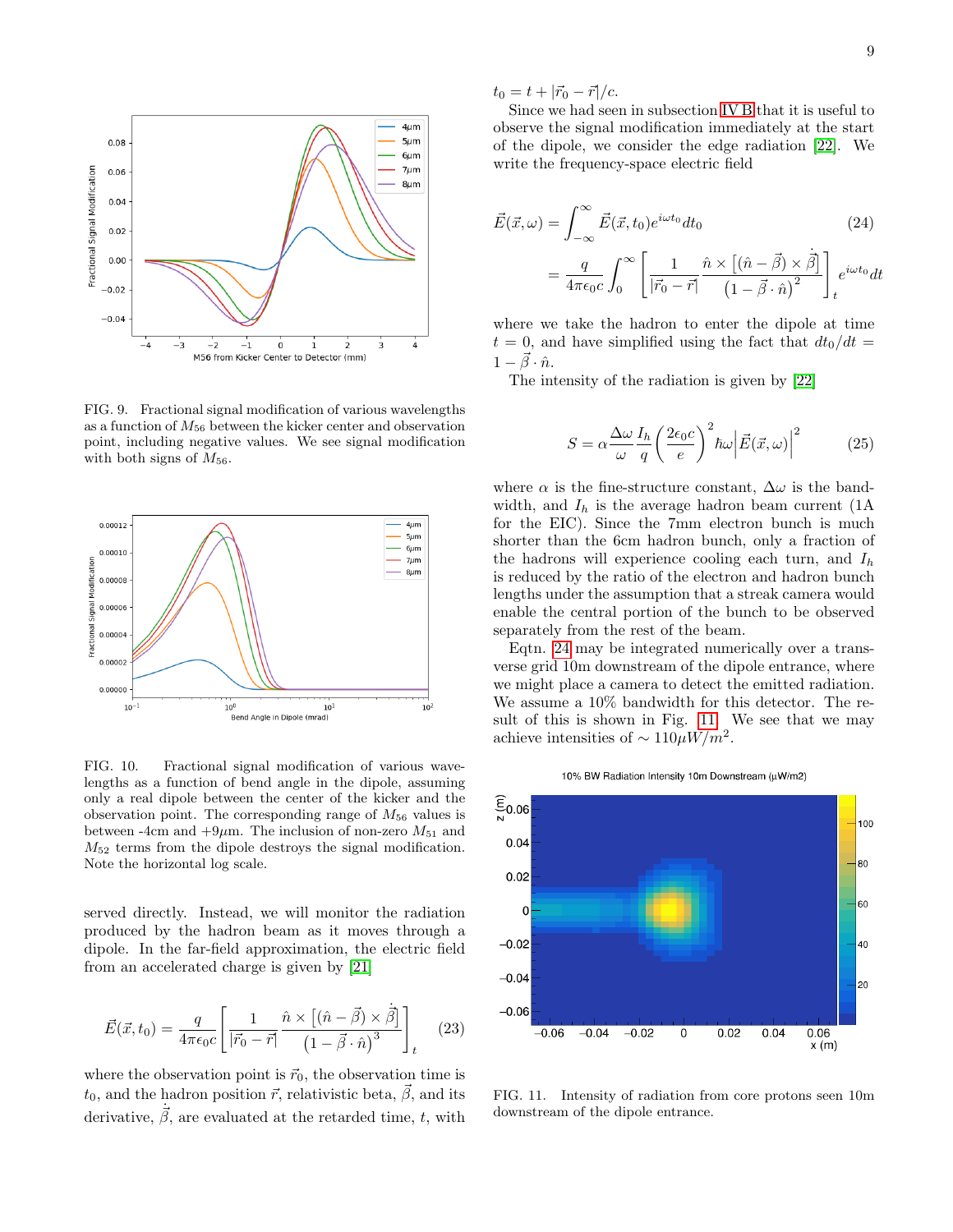FIG. 9. Fractional signal modification of various wavelengths as a function of $M_{56}$ between the kicker center and observation point, including negative values. We see signal modification with both signs of $M_{56}$.

FIG. 10. Fractional signal modification of various wavelengths as a function of bend angle in the dipole, assuming only a real dipole between the center of the kicker and the observation point. The corresponding range of $M_{56}$ values is between -4cm and +9$\mu$m. The inclusion of non-zero $M_{51}$ and $M_{52}$ terms from the dipole destroys the signal modification. Note the horizontal log scale.

served directly. Instead, we will monitor the radiation produced by the hadron beam as it moves through a dipole. In the far-field approximation, the electric field from an accelerated charge is given by [21]

$$\vec{E}(\vec{x}, t_0) = \frac{q}{4\pi\epsilon_0 c}\left[\frac{1}{|\vec{r}_0 - \vec{r}|}\frac{\hat{n}\times\left[(\hat{n}-\vec{\beta})\times\dot{\vec{\beta}}\right]}{\left(1-\vec{\beta}\cdot\hat{n}\right)^3}\right]_t \tag{23}$$

where the observation point is $\vec{r}_0$, the observation time is $t_0$, and the hadron position $\vec{r}$, relativistic beta, $\vec{\beta}$, and its derivative, $\dot{\vec{\beta}}$, are evaluated at the retarded time, $t$, with $t_0 = t + |\vec{r}_0 - \vec{r}|/c$.

Since we had seen in subsection IV B that it is useful to observe the signal modification immediately at the start of the dipole, we consider the edge radiation [22]. We write the frequency-space electric field

$$\begin{aligned}\vec{E}(\vec{x}, \omega) &= \int_{-\infty}^{\infty} \vec{E}(\vec{x}, t_0)e^{i\omega t_0}dt_0 \\ &= \frac{q}{4\pi\epsilon_0 c}\int_0^{\infty}\left[\frac{1}{|\vec{r}_0 - \vec{r}|}\frac{\hat{n}\times\left[(\hat{n}-\vec{\beta})\times\dot{\vec{\beta}}\right]}{\left(1-\vec{\beta}\cdot\hat{n}\right)^2}\right]_t e^{i\omega t_0}dt\end{aligned} \tag{24}$$

where we take the hadron to enter the dipole at time $t = 0$, and have simplified using the fact that $dt_0/dt = 1 - \vec{\beta}\cdot\hat{n}$.

The intensity of the radiation is given by [22]

$$S = \alpha\frac{\Delta\omega}{\omega}\frac{I_h}{q}\left(\frac{2\epsilon_0 c}{e}\right)^2\hbar\omega\left|\vec{E}(\vec{x}, \omega)\right|^2 \tag{25}$$

where $\alpha$ is the fine-structure constant, $\Delta\omega$ is the bandwidth, and $I_h$ is the average hadron beam current (1A for the EIC). Since the 7mm electron bunch is much shorter than the 6cm hadron bunch, only a fraction of the hadrons will experience cooling each turn, and $I_h$ is reduced by the ratio of the electron and hadron bunch lengths under the assumption that a streak camera would enable the central portion of the bunch to be observed separately from the rest of the beam.

Eqtn. 24 may be integrated numerically over a transverse grid 10m downstream of the dipole entrance, where we might place a camera to detect the emitted radiation. We assume a 10% bandwidth for this detector. The result of this is shown in Fig. 11. We see that we may achieve intensities of $\sim 110\mu W/m^2$.

FIG. 11. Intensity of radiation from core protons seen 10m downstream of the dipole entrance.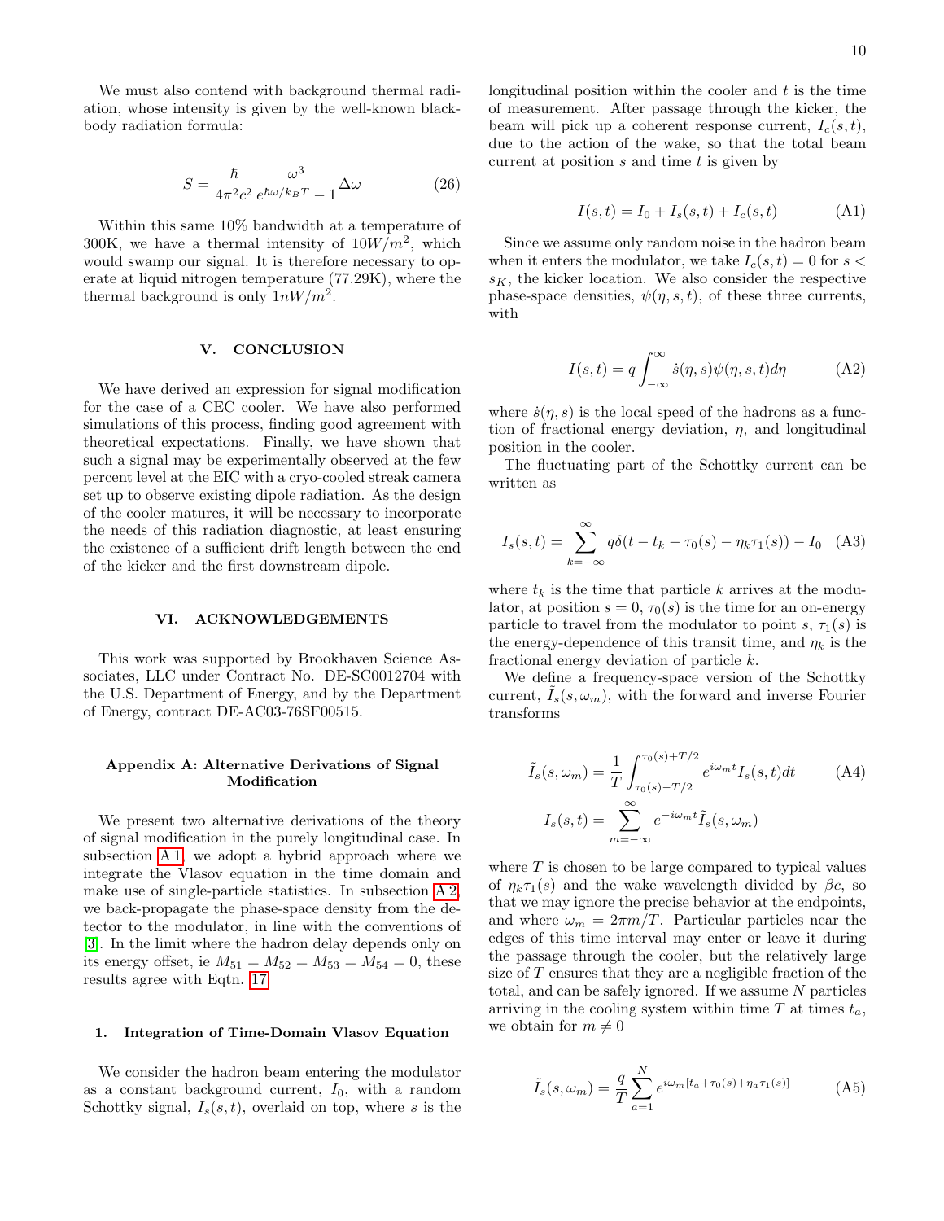We must also contend with background thermal radiation, whose intensity is given by the well-known black-body radiation formula:

$$S = \frac{\hbar}{4\pi^2 c^2} \frac{\omega^3}{e^{\hbar\omega/k_B T} - 1} \Delta\omega \tag{26}$$

Within this same 10% bandwidth at a temperature of 300K, we have a thermal intensity of $10W/m^2$, which would swamp our signal. It is therefore necessary to operate at liquid nitrogen temperature (77.29K), where the thermal background is only $1nW/m^2$.

## V. CONCLUSION

We have derived an expression for signal modification for the case of a CEC cooler. We have also performed simulations of this process, finding good agreement with theoretical expectations. Finally, we have shown that such a signal may be experimentally observed at the few percent level at the EIC with a cryo-cooled streak camera set up to observe existing dipole radiation. As the design of the cooler matures, it will be necessary to incorporate the needs of this radiation diagnostic, at least ensuring the existence of a sufficient drift length between the end of the kicker and the first downstream dipole.

## VI. ACKNOWLEDGEMENTS

This work was supported by Brookhaven Science Associates, LLC under Contract No. DE-SC0012704 with the U.S. Department of Energy, and by the Department of Energy, contract DE-AC03-76SF00515.

## Appendix A: Alternative Derivations of Signal Modification

We present two alternative derivations of the theory of signal modification in the purely longitudinal case. In subsection A 1, we adopt a hybrid approach where we integrate the Vlasov equation in the time domain and make use of single-particle statistics. In subsection A 2, we back-propagate the phase-space density from the detector to the modulator, in line with the conventions of [3]. In the limit where the hadron delay depends only on its energy offset, ie $M_{51} = M_{52} = M_{53} = M_{54} = 0$, these results agree with Eqtn. 17.

### 1. Integration of Time-Domain Vlasov Equation

We consider the hadron beam entering the modulator as a constant background current, $I_0$, with a random Schottky signal, $I_s(s,t)$, overlaid on top, where $s$ is the longitudinal position within the cooler and $t$ is the time of measurement. After passage through the kicker, the beam will pick up a coherent response current, $I_c(s,t)$, due to the action of the wake, so that the total beam current at position $s$ and time $t$ is given by

$$I(s,t) = I_0 + I_s(s,t) + I_c(s,t) \tag{A1}$$

Since we assume only random noise in the hadron beam when it enters the modulator, we take $I_c(s,t) = 0$ for $s < s_K$, the kicker location. We also consider the respective phase-space densities, $\psi(\eta, s, t)$, of these three currents, with

$$I(s,t) = q\int_{-\infty}^{\infty} \dot{s}(\eta, s)\psi(\eta, s, t)d\eta \tag{A2}$$

where $\dot{s}(\eta, s)$ is the local speed of the hadrons as a function of fractional energy deviation, $\eta$, and longitudinal position in the cooler.

The fluctuating part of the Schottky current can be written as

$$I_s(s,t) = \sum_{k=-\infty}^{\infty} q\delta(t - t_k - \tau_0(s) - \eta_k\tau_1(s)) - I_0 \tag{A3}$$

where $t_k$ is the time that particle $k$ arrives at the modulator, at position $s = 0$, $\tau_0(s)$ is the time for an on-energy particle to travel from the modulator to point $s$, $\tau_1(s)$ is the energy-dependence of this transit time, and $\eta_k$ is the fractional energy deviation of particle $k$.

We define a frequency-space version of the Schottky current, $\tilde{I}_s(s, \omega_m)$, with the forward and inverse Fourier transforms

$$\tilde{I}_s(s,\omega_m) = \frac{1}{T}\int_{\tau_0(s)-T/2}^{\tau_0(s)+T/2} e^{i\omega_m t} I_s(s,t)dt \tag{A4}$$

$$I_s(s,t) = \sum_{m=-\infty}^{\infty} e^{-i\omega_m t}\tilde{I}_s(s,\omega_m)$$

where $T$ is chosen to be large compared to typical values of $\eta_k\tau_1(s)$ and the wake wavelength divided by $\beta c$, so that we may ignore the precise behavior at the endpoints, and where $\omega_m = 2\pi m/T$. Particular particles near the edges of this time interval may enter or leave it during the passage through the cooler, but the relatively large size of $T$ ensures that they are a negligible fraction of the total, and can be safely ignored. If we assume $N$ particles arriving in the cooling system within time $T$ at times $t_a$, we obtain for $m \neq 0$

$$\tilde{I}_s(s,\omega_m) = \frac{q}{T}\sum_{a=1}^{N} e^{i\omega_m[t_a + \tau_0(s) + \eta_a\tau_1(s)]} \tag{A5}$$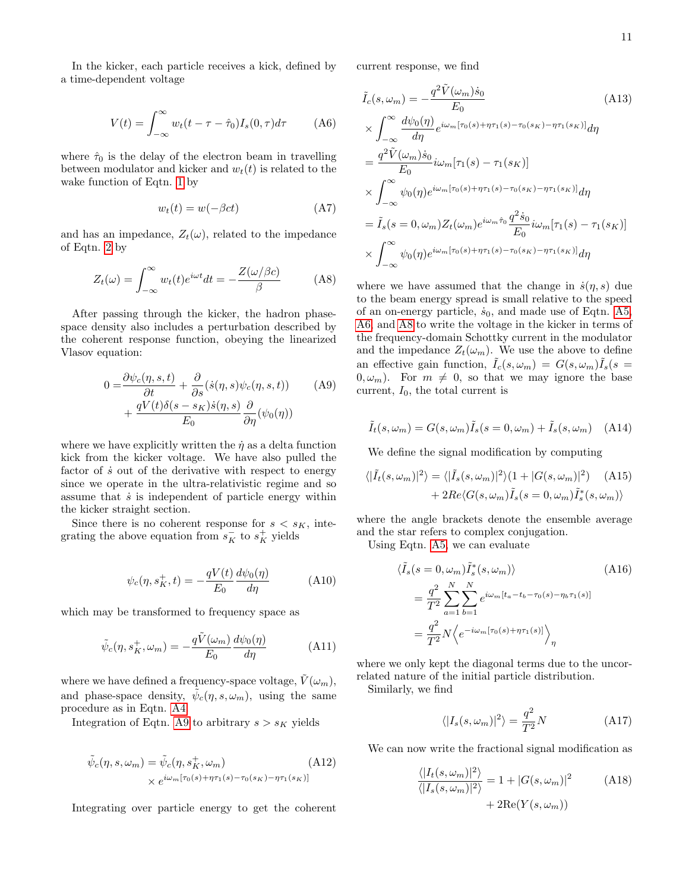In the kicker, each particle receives a kick, defined by a time-dependent voltage

$$V(t) = \int_{-\infty}^{\infty} w_t(t - \tau - \hat{\tau}_0) I_s(0, \tau) d\tau \tag{A6}$$

where $\hat{\tau}_0$ is the delay of the electron beam in travelling between modulator and kicker and $w_t(t)$ is related to the wake function of Eqtn. 1 by

$$w_t(t) = w(-\beta c t) \tag{A7}$$

and has an impedance, $Z_t(\omega)$, related to the impedance of Eqtn. 2 by

$$Z_t(\omega) = \int_{-\infty}^{\infty} w_t(t) e^{i\omega t} dt = -\frac{Z(\omega/\beta c)}{\beta} \tag{A8}$$

After passing through the kicker, the hadron phase-space density also includes a perturbation described by the coherent response function, obeying the linearized Vlasov equation:

$$\begin{aligned}0 =& \frac{\partial \psi_c(\eta, s, t)}{\partial t} + \frac{\partial}{\partial s}(\dot{s}(\eta, s)\psi_c(\eta, s, t)) \\ &+ \frac{qV(t)\delta(s - s_K)\dot{s}(\eta, s)}{E_0}\frac{\partial}{\partial \eta}(\psi_0(\eta))\end{aligned} \tag{A9}$$

where we have explicitly written the $\dot{\eta}$ as a delta function kick from the kicker voltage. We have also pulled the factor of $\dot{s}$ out of the derivative with respect to energy since we operate in the ultra-relativistic regime and so assume that $\dot{s}$ is independent of particle energy within the kicker straight section.

Since there is no coherent response for $s < s_K$, integrating the above equation from $s_K^-$ to $s_K^+$ yields

$$\psi_c(\eta, s_K^+, t) = -\frac{qV(t)}{E_0}\frac{d\psi_0(\eta)}{d\eta} \tag{A10}$$

which may be transformed to frequency space as

$$\tilde{\psi}_c(\eta, s_K^+, \omega_m) = -\frac{q\tilde{V}(\omega_m)}{E_0}\frac{d\psi_0(\eta)}{d\eta} \tag{A11}$$

where we have defined a frequency-space voltage, $\tilde{V}(\omega_m)$, and phase-space density, $\tilde{\psi}_c(\eta, s, \omega_m)$, using the same procedure as in Eqtn. A4.

Integration of Eqtn. A9 to arbitrary $s > s_K$ yields

$$\begin{aligned}\tilde{\psi}_c(\eta, s, \omega_m) =& \tilde{\psi}_c(\eta, s_K^+, \omega_m) \\ &\times e^{i\omega_m[\tau_0(s) + \eta\tau_1(s) - \tau_0(s_K) - \eta\tau_1(s_K)]}\end{aligned} \tag{A12}$$

Integrating over particle energy to get the coherent current response, we find

$$\begin{aligned}\tilde{I}_c(s, \omega_m) =& -\frac{q^2\tilde{V}(\omega_m)\dot{s}_0}{E_0} \\ &\times \int_{-\infty}^{\infty}\frac{d\psi_0(\eta)}{d\eta}e^{i\omega_m[\tau_0(s) + \eta\tau_1(s) - \tau_0(s_K) - \eta\tau_1(s_K)]}d\eta \\ =& \frac{q^2\tilde{V}(\omega_m)\dot{s}_0}{E_0}i\omega_m[\tau_1(s) - \tau_1(s_K)] \\ &\times \int_{-\infty}^{\infty}\psi_0(\eta)e^{i\omega_m[\tau_0(s) + \eta\tau_1(s) - \tau_0(s_K) - \eta\tau_1(s_K)]}d\eta \\ =& \tilde{I}_s(s = 0, \omega_m)Z_t(\omega_m)e^{i\omega_m\hat{\tau}_0}\frac{q^2\dot{s}_0}{E_0}i\omega_m[\tau_1(s) - \tau_1(s_K)] \\ &\times \int_{-\infty}^{\infty}\psi_0(\eta)e^{i\omega_m[\tau_0(s) + \eta\tau_1(s) - \tau_0(s_K) - \eta\tau_1(s_K)]}d\eta\end{aligned} \tag{A13}$$

where we have assumed that the change in $\dot{s}(\eta, s)$ due to the beam energy spread is small relative to the speed of an on-energy particle, $\dot{s}_0$, and made use of Eqtns. A5, A6, and A8 to write the voltage in the kicker in terms of the frequency-domain Schottky current in the modulator and the impedance $Z_t(\omega_m)$. We use the above to define an effective gain function, $\tilde{I}_c(s, \omega_m) = G(s, \omega_m)\tilde{I}_s(s = 0, \omega_m)$. For $m \neq 0$, so that we may ignore the base current, $I_0$, the total current is

$$\tilde{I}_t(s, \omega_m) = G(s, \omega_m)\tilde{I}_s(s = 0, \omega_m) + \tilde{I}_s(s, \omega_m) \tag{A14}$$

We define the signal modification by computing

$$\begin{aligned}\langle|\tilde{I}_t(s, \omega_m)|^2\rangle =& \langle|\tilde{I}_s(s, \omega_m)|^2\rangle(1 + |G(s, \omega_m)|^2) \\ &+ 2Re\langle G(s, \omega_m)\tilde{I}_s(s = 0, \omega_m)\tilde{I}_s^*(s, \omega_m)\rangle\end{aligned} \tag{A15}$$

where the angle brackets denote the ensemble average and the star refers to complex conjugation.

Using Eqtn. A5, we can evaluate

$$\begin{aligned}&\langle\tilde{I}_s(s = 0, \omega_m)\tilde{I}_s^*(s, \omega_m)\rangle \\ &= \frac{q^2}{T^2}\sum_{a=1}^{N}\sum_{b=1}^{N}e^{i\omega_m[t_a - t_b - \tau_0(s) - \eta_b\tau_1(s)]} \\ &= \frac{q^2}{T^2}N\left\langle e^{-i\omega_m[\tau_0(s) + \eta\tau_1(s)]}\right\rangle_\eta\end{aligned} \tag{A16}$$

where we only kept the diagonal terms due to the uncorrelated nature of the initial particle distribution.

Similarly, we find

$$\langle|I_s(s, \omega_m)|^2\rangle = \frac{q^2}{T^2}N \tag{A17}$$

We can now write the fractional signal modification as

$$\begin{aligned}\frac{\langle|I_t(s, \omega_m)|^2\rangle}{\langle|I_s(s, \omega_m)|^2\rangle} =& 1 + |G(s, \omega_m)|^2 \\ &+ 2\text{Re}(Y(s, \omega_m))\end{aligned} \tag{A18}$$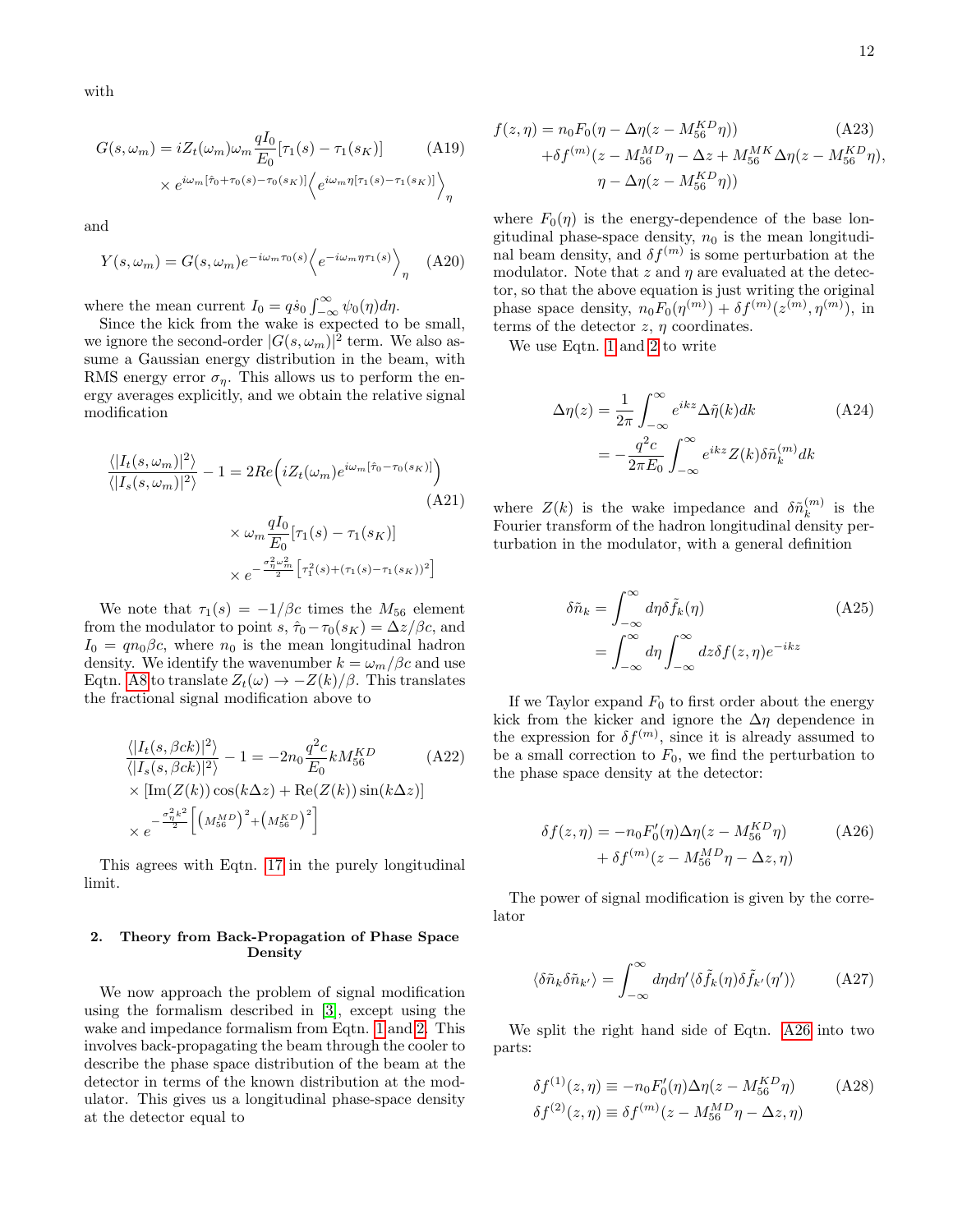with

$$G(s,\omega_m) = iZ_t(\omega_m)\omega_m \frac{qI_0}{E_0}[\tau_1(s) - \tau_1(s_K)] \times e^{i\omega_m[\hat{\tau}_0 + \tau_0(s) - \tau_0(s_K)]}\Big\langle e^{i\omega_m \eta[\tau_1(s)-\tau_1(s_K)]}\Big\rangle_\eta \tag{A19}$$

and

$$Y(s,\omega_m) = G(s,\omega_m)e^{-i\omega_m\tau_0(s)}\Big\langle e^{-i\omega_m\eta\tau_1(s)}\Big\rangle_\eta \tag{A20}$$

where the mean current $I_0 = q\dot{s}_0\int_{-\infty}^{\infty}\psi_0(\eta)d\eta$.

Since the kick from the wake is expected to be small, we ignore the second-order $|G(s,\omega_m)|^2$ term. We also assume a Gaussian energy distribution in the beam, with RMS energy error $\sigma_\eta$. This allows us to perform the energy averages explicitly, and we obtain the relative signal modification

$$\frac{\langle|I_t(s,\omega_m)|^2\rangle}{\langle|I_s(s,\omega_m)|^2\rangle} - 1 = 2Re\Big(iZ_t(\omega_m)e^{i\omega_m[\hat{\tau}_0 - \tau_0(s_K)]}\Big) \times \omega_m\frac{qI_0}{E_0}[\tau_1(s) - \tau_1(s_K)] \times e^{-\frac{\sigma_\eta^2\omega_m^2}{2}\left[\tau_1^2(s) + (\tau_1(s)-\tau_1(s_K))^2\right]} \tag{A21}$$

We note that $\tau_1(s) = -1/\beta c$ times the $M_{56}$ element from the modulator to point $s$, $\hat{\tau}_0 - \tau_0(s_K) = \Delta z/\beta c$, and $I_0 = qn_0\beta c$, where $n_0$ is the mean longitudinal hadron density. We identify the wavenumber $k = \omega_m/\beta c$ and use Eqtn. A8 to translate $Z_t(\omega) \to -Z(k)/\beta$. This translates the fractional signal modification above to

$$\frac{\langle|I_t(s,\beta ck)|^2\rangle}{\langle|I_s(s,\beta ck)|^2\rangle} - 1 = -2n_0\frac{q^2c}{E_0}kM_{56}^{KD} \times [\mathrm{Im}(Z(k))\cos(k\Delta z) + \mathrm{Re}(Z(k))\sin(k\Delta z)] \times e^{-\frac{\sigma_\eta^2k^2}{2}\left[\left(M_{56}^{MD}\right)^2 + \left(M_{56}^{KD}\right)^2\right]} \tag{A22}$$

This agrees with Eqtn. 17 in the purely longitudinal limit.

### 2. Theory from Back-Propagation of Phase Space Density

We now approach the problem of signal modification using the formalism described in [3], except using the wake and impedance formalism from Eqtn. 1 and 2. This involves back-propagating the beam through the cooler to describe the phase space distribution of the beam at the detector in terms of the known distribution at the modulator. This gives us a longitudinal phase-space density at the detector equal to

$$\begin{aligned} f(z,\eta) = {} & n_0F_0(\eta - \Delta\eta(z - M_{56}^{KD}\eta)) \\ & + \delta f^{(m)}(z - M_{56}^{MD}\eta - \Delta z + M_{56}^{MK}\Delta\eta(z - M_{56}^{KD}\eta), \\ & \eta - \Delta\eta(z - M_{56}^{KD}\eta)) \end{aligned} \tag{A23}$$

where $F_0(\eta)$ is the energy-dependence of the base longitudinal phase-space density, $n_0$ is the mean longitudinal beam density, and $\delta f^{(m)}$ is some perturbation at the modulator. Note that $z$ and $\eta$ are evaluated at the detector, so that the above equation is just writing the original phase space density, $n_0F_0(\eta^{(m)}) + \delta f^{(m)}(z^{(m)},\eta^{(m)})$, in terms of the detector $z$, $\eta$ coordinates.

We use Eqtn. 1 and 2 to write

$$\begin{aligned} \Delta\eta(z) &= \frac{1}{2\pi}\int_{-\infty}^{\infty}e^{ikz}\Delta\tilde{\eta}(k)dk \\ &= -\frac{q^2c}{2\pi E_0}\int_{-\infty}^{\infty}e^{ikz}Z(k)\delta\tilde{n}_k^{(m)}dk \end{aligned} \tag{A24}$$

where $Z(k)$ is the wake impedance and $\delta\tilde{n}_k^{(m)}$ is the Fourier transform of the hadron longitudinal density perturbation in the modulator, with a general definition

$$\begin{aligned} \delta\tilde{n}_k &= \int_{-\infty}^{\infty}d\eta\,\delta\tilde{f}_k(\eta) \\ &= \int_{-\infty}^{\infty}d\eta\int_{-\infty}^{\infty}dz\,\delta f(z,\eta)e^{-ikz} \end{aligned} \tag{A25}$$

If we Taylor expand $F_0$ to first order about the energy kick from the kicker and ignore the $\Delta\eta$ dependence in the expression for $\delta f^{(m)}$, since it is already assumed to be a small correction to $F_0$, we find the perturbation to the phase space density at the detector:

$$\begin{aligned} \delta f(z,\eta) = {} & -n_0F_0'(\eta)\Delta\eta(z - M_{56}^{KD}\eta) \\ & + \delta f^{(m)}(z - M_{56}^{MD}\eta - \Delta z, \eta) \end{aligned} \tag{A26}$$

The power of signal modification is given by the correlator

$$\langle\delta\tilde{n}_k\delta\tilde{n}_{k'}\rangle = \int_{-\infty}^{\infty}d\eta d\eta'\langle\delta\tilde{f}_k(\eta)\delta\tilde{f}_{k'}(\eta')\rangle \tag{A27}$$

We split the right hand side of Eqtn. A26 into two parts:

$$\begin{aligned} \delta f^{(1)}(z,\eta) &\equiv -n_0F_0'(\eta)\Delta\eta(z - M_{56}^{KD}\eta) \\ \delta f^{(2)}(z,\eta) &\equiv \delta f^{(m)}(z - M_{56}^{MD}\eta - \Delta z, \eta) \end{aligned} \tag{A28}$$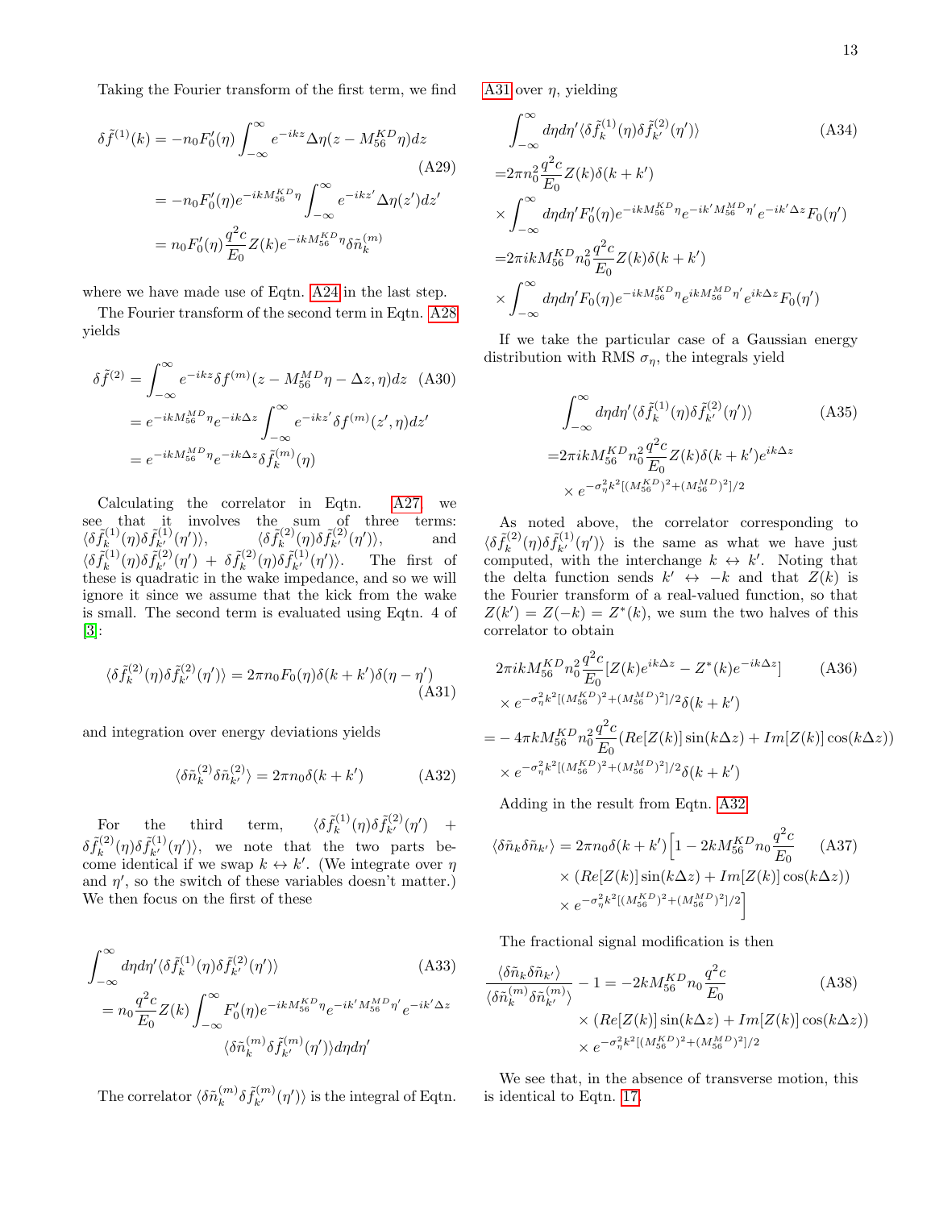Taking the Fourier transform of the first term, we find

$$
\begin{aligned}
\delta\tilde{f}^{(1)}(k) &= -n_0 F_0'(\eta)\int_{-\infty}^{\infty} e^{-ikz}\Delta\eta(z - M_{56}^{KD}\eta)dz \\
&= -n_0 F_0'(\eta) e^{-ikM_{56}^{KD}\eta}\int_{-\infty}^{\infty} e^{-ikz'}\Delta\eta(z')dz' \\
&= n_0 F_0'(\eta)\frac{q^2c}{E_0}Z(k)e^{-ikM_{56}^{KD}\eta}\delta\tilde{n}_k^{(m)}
\end{aligned}
\tag{A29}
$$

where we have made use of Eqtn. A24 in the last step.

The Fourier transform of the second term in Eqtn. A28 yields

$$
\begin{aligned}
\delta\tilde{f}^{(2)} &= \int_{-\infty}^{\infty} e^{-ikz}\delta f^{(m)}(z - M_{56}^{MD}\eta - \Delta z, \eta)dz \\
&= e^{-ikM_{56}^{MD}\eta}e^{-ik\Delta z}\int_{-\infty}^{\infty} e^{-ikz'}\delta f^{(m)}(z',\eta)dz' \\
&= e^{-ikM_{56}^{MD}\eta}e^{-ik\Delta z}\delta\tilde{f}_k^{(m)}(\eta)
\end{aligned}
\tag{A30}
$$

Calculating the correlator in Eqtn. A27 we see that it involves the sum of three terms: $\langle\delta\tilde{f}_k^{(1)}(\eta)\delta\tilde{f}_{k'}^{(1)}(\eta')\rangle$, $\langle\delta\tilde{f}_k^{(2)}(\eta)\delta\tilde{f}_{k'}^{(2)}(\eta')\rangle$, and $\langle\delta\tilde{f}_k^{(1)}(\eta)\delta\tilde{f}_{k'}^{(2)}(\eta') + \delta\tilde{f}_k^{(2)}(\eta)\delta\tilde{f}_{k'}^{(1)}(\eta')\rangle$. The first of these is quadratic in the wake impedance, and so we will ignore it since we assume that the kick from the wake is small. The second term is evaluated using Eqtn. 4 of [3]:

$$
\langle\delta\tilde{f}_k^{(2)}(\eta)\delta\tilde{f}_{k'}^{(2)}(\eta')\rangle = 2\pi n_0 F_0(\eta)\delta(k+k')\delta(\eta-\eta')
\tag{A31}
$$

and integration over energy deviations yields

$$
\langle\delta\tilde{n}_k^{(2)}\delta\tilde{n}_{k'}^{(2)}\rangle = 2\pi n_0\delta(k+k')
\tag{A32}
$$

For the third term, $\langle\delta\tilde{f}_k^{(1)}(\eta)\delta\tilde{f}_{k'}^{(2)}(\eta') + \delta\tilde{f}_k^{(2)}(\eta)\delta\tilde{f}_{k'}^{(1)}(\eta')\rangle$, we note that the two parts become identical if we swap $k\leftrightarrow k'$. (We integrate over $\eta$ and $\eta'$, so the switch of these variables doesn't matter.) We then focus on the first of these

$$
\begin{aligned}
&\int_{-\infty}^{\infty} d\eta d\eta'\langle\delta\tilde{f}_k^{(1)}(\eta)\delta\tilde{f}_{k'}^{(2)}(\eta')\rangle \\
&= n_0\frac{q^2c}{E_0}Z(k)\int_{-\infty}^{\infty}F_0'(\eta)e^{-ikM_{56}^{KD}\eta}e^{-ik'M_{56}^{MD}\eta'}e^{-ik'\Delta z} \\
&\qquad\langle\delta\tilde{n}_k^{(m)}\delta\tilde{f}_{k'}^{(m)}(\eta')\rangle d\eta d\eta'
\end{aligned}
\tag{A33}
$$

The correlator $\langle\delta\tilde{n}_k^{(m)}\delta\tilde{f}_{k'}^{(m)}(\eta')\rangle$ is the integral of Eqtn. A31 over $\eta$, yielding

$$
\begin{aligned}
&\int_{-\infty}^{\infty} d\eta d\eta'\langle\delta\tilde{f}_k^{(1)}(\eta)\delta\tilde{f}_{k'}^{(2)}(\eta')\rangle \\
=&2\pi n_0^2\frac{q^2c}{E_0}Z(k)\delta(k+k') \\
&\times\int_{-\infty}^{\infty} d\eta d\eta' F_0'(\eta)e^{-ikM_{56}^{KD}\eta}e^{-ik'M_{56}^{MD}\eta'}e^{-ik'\Delta z}F_0(\eta') \\
=&2\pi ikM_{56}^{KD}n_0^2\frac{q^2c}{E_0}Z(k)\delta(k+k') \\
&\times\int_{-\infty}^{\infty} d\eta d\eta' F_0(\eta)e^{-ikM_{56}^{KD}\eta}e^{ikM_{56}^{MD}\eta'}e^{ik\Delta z}F_0(\eta')
\end{aligned}
\tag{A34}
$$

If we take the particular case of a Gaussian energy distribution with RMS $\sigma_\eta$, the integrals yield

$$
\begin{aligned}
&\int_{-\infty}^{\infty} d\eta d\eta'\langle\delta\tilde{f}_k^{(1)}(\eta)\delta\tilde{f}_{k'}^{(2)}(\eta')\rangle \\
=&2\pi ikM_{56}^{KD}n_0^2\frac{q^2c}{E_0}Z(k)\delta(k+k')e^{ik\Delta z} \\
&\times e^{-\sigma_\eta^2k^2[(M_{56}^{KD})^2+(M_{56}^{MD})^2]/2}
\end{aligned}
\tag{A35}
$$

As noted above, the correlator corresponding to $\langle\delta\tilde{f}_k^{(2)}(\eta)\delta\tilde{f}_{k'}^{(1)}(\eta')\rangle$ is the same as what we have just computed, with the interchange $k\leftrightarrow k'$. Noting that the delta function sends $k'\leftrightarrow -k$ and that $Z(k)$ is the Fourier transform of a real-valued function, so that $Z(k') = Z(-k) = Z^*(k)$, we sum the two halves of this correlator to obtain

$$
\begin{aligned}
&2\pi ikM_{56}^{KD}n_0^2\frac{q^2c}{E_0}[Z(k)e^{ik\Delta z} - Z^*(k)e^{-ik\Delta z}] \\
&\times e^{-\sigma_\eta^2k^2[(M_{56}^{KD})^2+(M_{56}^{MD})^2]/2}\delta(k+k') \\
=&-4\pi kM_{56}^{KD}n_0^2\frac{q^2c}{E_0}(Re[Z(k)]\sin(k\Delta z) + Im[Z(k)]\cos(k\Delta z)) \\
&\times e^{-\sigma_\eta^2k^2[(M_{56}^{KD})^2+(M_{56}^{MD})^2]/2}\delta(k+k')
\end{aligned}
\tag{A36}
$$

Adding in the result from Eqtn. A32

$$
\begin{aligned}
\langle\delta\tilde{n}_k\delta\tilde{n}_{k'}\rangle =& 2\pi n_0\delta(k+k')\Big[1 - 2kM_{56}^{KD}n_0\frac{q^2c}{E_0} \\
&\times(Re[Z(k)]\sin(k\Delta z) + Im[Z(k)]\cos(k\Delta z)) \\
&\times e^{-\sigma_\eta^2k^2[(M_{56}^{KD})^2+(M_{56}^{MD})^2]/2}\Big]
\end{aligned}
\tag{A37}
$$

The fractional signal modification is then

$$
\begin{aligned}
\frac{\langle\delta\tilde{n}_k\delta\tilde{n}_{k'}\rangle}{\langle\delta\tilde{n}_k^{(m)}\delta\tilde{n}_{k'}^{(m)}\rangle} - 1 =& -2kM_{56}^{KD}n_0\frac{q^2c}{E_0} \\
&\times(Re[Z(k)]\sin(k\Delta z) + Im[Z(k)]\cos(k\Delta z)) \\
&\times e^{-\sigma_\eta^2k^2[(M_{56}^{KD})^2+(M_{56}^{MD})^2]/2}
\end{aligned}
\tag{A38}
$$

We see that, in the absence of transverse motion, this is identical to Eqtn. 17.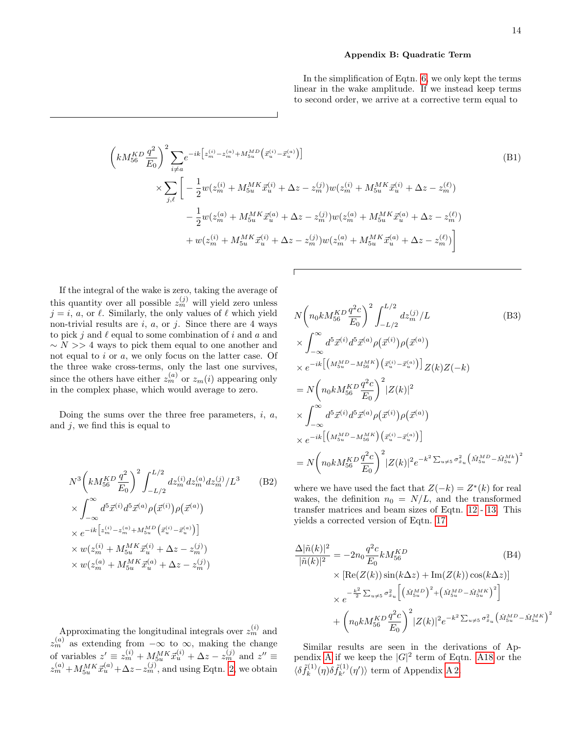## Appendix B: Quadratic Term

In the simplification of Eqtn. 6, we only kept the terms linear in the wake amplitude. If we instead keep terms to second order, we arrive at a corrective term equal to

$$
\begin{aligned}
&\left(kM_{56}^{KD}\frac{q^2}{E_0}\right)^2 \sum_{i\neq a} e^{-ik\left[z_m^{(i)}-z_m^{(a)}+M_{5u}^{MD}\left(\vec{x}_u^{(i)}-\vec{x}_u^{(a)}\right)\right]} \\
&\times \sum_{j,\ell}\Bigg[ -\frac{1}{2}w(z_m^{(i)}+M_{5u}^{MK}\vec{x}_u^{(i)}+\Delta z-z_m^{(j)})w(z_m^{(i)}+M_{5u}^{MK}\vec{x}_u^{(i)}+\Delta z-z_m^{(\ell)}) \\
&\quad -\frac{1}{2}w(z_m^{(a)}+M_{5u}^{MK}\vec{x}_u^{(a)}+\Delta z-z_m^{(j)})w(z_m^{(a)}+M_{5u}^{MK}\vec{x}_u^{(a)}+\Delta z-z_m^{(\ell)}) \\
&\quad +w(z_m^{(i)}+M_{5u}^{MK}\vec{x}_u^{(i)}+\Delta z-z_m^{(j)})w(z_m^{(a)}+M_{5u}^{MK}\vec{x}_u^{(a)}+\Delta z-z_m^{(\ell)})\Bigg]
\end{aligned}
\tag{B1}
$$

If the integral of the wake is zero, taking the average of this quantity over all possible $z_m^{(j)}$ will yield zero unless $j=i$, $a$, or $\ell$. Similarly, the only values of $\ell$ which yield non-trivial results are $i$, $a$, or $j$. Since there are 4 ways to pick $j$ and $\ell$ equal to some combination of $i$ and $a$ and $\sim N >> 4$ ways to pick them equal to one another and not equal to $i$ or $a$, we only focus on the latter case. Of the three wake cross-terms, only the last one survives, since the others have either $z_m^{(a)}$ or $z_m(i)$ appearing only in the complex phase, which would average to zero.

Doing the sums over the three free parameters, $i$, $a$, and $j$, we find this is equal to

$$
\begin{aligned}
&N^3\left(kM_{56}^{KD}\frac{q^2}{E_0}\right)^2 \int_{-L/2}^{L/2} dz_m^{(i)}dz_m^{(a)}dz_m^{(j)}/L^3 \\
&\times \int_{-\infty}^{\infty} d^5\vec{x}^{(i)}d^5\vec{x}^{(a)}\rho\big(\vec{x}^{(i)}\big)\rho\big(\vec{x}^{(a)}\big) \\
&\times e^{-ik\left[z_m^{(i)}-z_m^{(a)}+M_{5u}^{MD}\left(\vec{x}_u^{(i)}-\vec{x}_u^{(a)}\right)\right]} \\
&\times w(z_m^{(i)}+M_{5u}^{MK}\vec{x}_u^{(i)}+\Delta z-z_m^{(j)}) \\
&\times w(z_m^{(a)}+M_{5u}^{MK}\vec{x}_u^{(a)}+\Delta z-z_m^{(j)})
\end{aligned}
\tag{B2}
$$

Approximating the longitudinal integrals over $z_m^{(i)}$ and $z_m^{(a)}$ as extending from $-\infty$ to $\infty$, making the change of variables $z'\equiv z_m^{(i)}+M_{5u}^{MK}\vec{x}_u^{(i)}+\Delta z-z_m^{(j)}$ and $z''\equiv z_m^{(a)}+M_{5u}^{MK}\vec{x}_u^{(a)}+\Delta z-z_m^{(j)}$, and using Eqtn. 2, we obtain

$$
\begin{aligned}
&N\left(n_0 kM_{56}^{KD}\frac{q^2c}{E_0}\right)^2 \int_{-L/2}^{L/2} dz_m^{(j)}/L \\
&\times \int_{-\infty}^{\infty} d^5\vec{x}^{(i)}d^5\vec{x}^{(a)}\rho\big(\vec{x}^{(i)}\big)\rho\big(\vec{x}^{(a)}\big) \\
&\times e^{-ik\left[\left(M_{5u}^{MD}-M_{56}^{MK}\right)\left(\vec{x}_u^{(i)}-\vec{x}_u^{(a)}\right)\right]} Z(k)Z(-k) \\
&= N\left(n_0 kM_{56}^{KD}\frac{q^2c}{E_0}\right)^2 |Z(k)|^2 \\
&\times \int_{-\infty}^{\infty} d^5\vec{x}^{(i)}d^5\vec{x}^{(a)}\rho\big(\vec{x}^{(i)}\big)\rho\big(\vec{x}^{(a)}\big) \\
&\times e^{-ik\left[\left(M_{5u}^{MD}-M_{56}^{MK}\right)\left(\vec{x}_u^{(i)}-\vec{x}_u^{(a)}\right)\right]} \\
&= N\left(n_0 kM_{56}^{KD}\frac{q^2c}{E_0}\right)^2 |Z(k)|^2 e^{-k^2\sum_{u\neq 5}\sigma_{\hat{x}_u}^2\left(\hat{M}_{5u}^{MD}-\hat{M}_{5u}^{Mk}\right)^2}
\end{aligned}
\tag{B3}
$$

where we have used the fact that $Z(-k)=Z^*(k)$ for real wakes, the definition $n_0=N/L$, and the transformed transfer matrices and beam sizes of Eqtn. 12 - 13. This yields a corrected version of Eqtn. 17

$$
\begin{aligned}
\frac{\Delta|\tilde{n}(k)|^2}{|\tilde{n}(k)|^2} &= -2n_0\frac{q^2c}{E_0}kM_{56}^{KD} \\
&\times \left[\mathrm{Re}(Z(k))\sin(k\Delta z)+\mathrm{Im}(Z(k))\cos(k\Delta z)\right] \\
&\times e^{-\frac{k^2}{2}\sum_{u\neq 5}\sigma_{\hat{x}_u}^2\left[\left(\hat{M}_{5u}^{MD}\right)^2+\left(\hat{M}_{5u}^{MD}-\hat{M}_{5u}^{MK}\right)^2\right]} \\
&+ \left(n_0 kM_{56}^{KD}\frac{q^2c}{E_0}\right)^2 |Z(k)|^2 e^{-k^2\sum_{u\neq 5}\sigma_{\hat{x}_u}^2\left(\hat{M}_{5u}^{MD}-\hat{M}_{5u}^{MK}\right)^2}
\end{aligned}
\tag{B4}
$$

Similar results are seen in the derivations of Appendix A if we keep the $|G|^2$ term of Eqtn. A18 or the $\langle\delta\tilde{f}_k^{(1)}(\eta)\delta\tilde{f}_{k'}^{(1)}(\eta')\rangle$ term of Appendix A 2.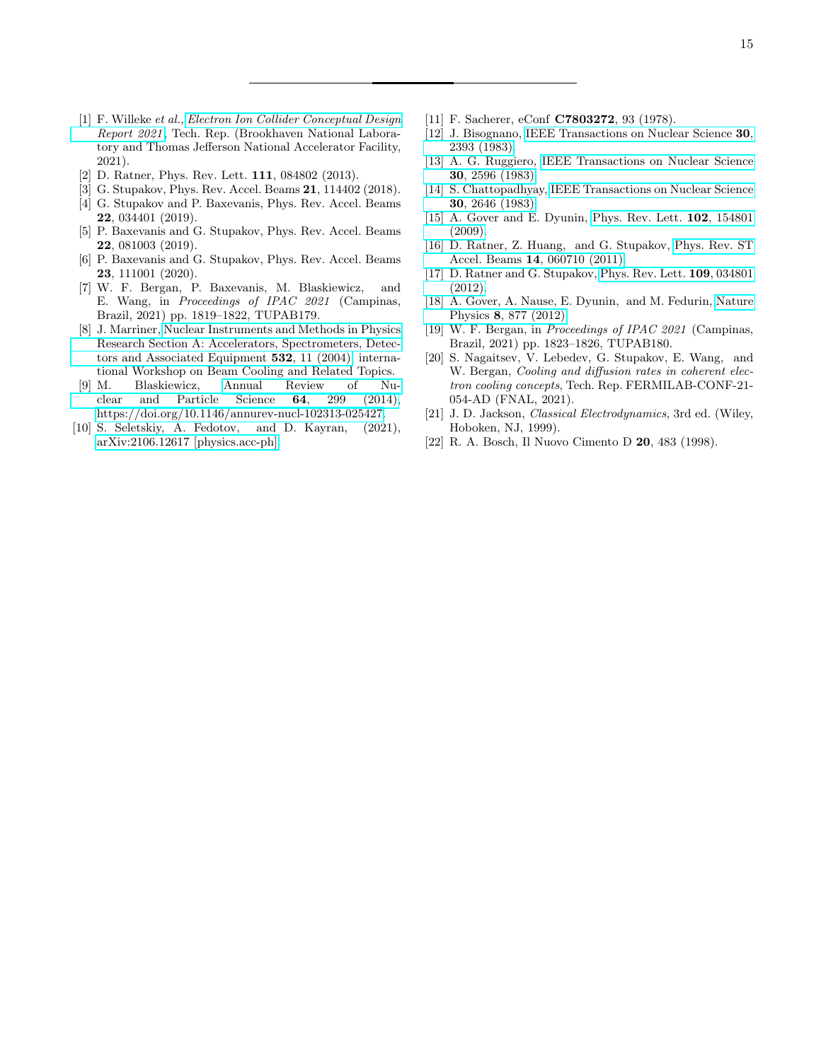[1] F. Willeke *et al.*, *Electron Ion Collider Conceptual Design Report 2021*, Tech. Rep. (Brookhaven National Laboratory and Thomas Jefferson National Accelerator Facility, 2021).

[2] D. Ratner, Phys. Rev. Lett. **111**, 084802 (2013).

[3] G. Stupakov, Phys. Rev. Accel. Beams **21**, 114402 (2018).

[4] G. Stupakov and P. Baxevanis, Phys. Rev. Accel. Beams **22**, 034401 (2019).

[5] P. Baxevanis and G. Stupakov, Phys. Rev. Accel. Beams **22**, 081003 (2019).

[6] P. Baxevanis and G. Stupakov, Phys. Rev. Accel. Beams **23**, 111001 (2020).

[7] W. F. Bergan, P. Baxevanis, M. Blaskiewicz, and E. Wang, in *Proceedings of IPAC 2021* (Campinas, Brazil, 2021) pp. 1819–1822, TUPAB179.

[8] J. Marriner, Nuclear Instruments and Methods in Physics Research Section A: Accelerators, Spectrometers, Detectors and Associated Equipment **532**, 11 (2004), international Workshop on Beam Cooling and Related Topics.

[9] M. Blaskiewicz, Annual Review of Nuclear and Particle Science **64**, 299 (2014), https://doi.org/10.1146/annurev-nucl-102313-025427.

[10] S. Seletskiy, A. Fedotov, and D. Kayran, (2021), arXiv:2106.12617 [physics.acc-ph].

[11] F. Sacherer, eConf **C7803272**, 93 (1978).

[12] J. Bisognano, IEEE Transactions on Nuclear Science **30**, 2393 (1983).

[13] A. G. Ruggiero, IEEE Transactions on Nuclear Science **30**, 2596 (1983).

[14] S. Chattopadhyay, IEEE Transactions on Nuclear Science **30**, 2646 (1983).

[15] A. Gover and E. Dyunin, Phys. Rev. Lett. **102**, 154801 (2009).

[16] D. Ratner, Z. Huang, and G. Stupakov, Phys. Rev. ST Accel. Beams **14**, 060710 (2011).

[17] D. Ratner and G. Stupakov, Phys. Rev. Lett. **109**, 034801 (2012).

[18] A. Gover, A. Nause, E. Dyunin, and M. Fedurin, Nature Physics **8**, 877 (2012).

[19] W. F. Bergan, in *Proceedings of IPAC 2021* (Campinas, Brazil, 2021) pp. 1823–1826, TUPAB180.

[20] S. Nagaitsev, V. Lebedev, G. Stupakov, E. Wang, and W. Bergan, *Cooling and diffusion rates in coherent electron cooling concepts*, Tech. Rep. FERMILAB-CONF-21-054-AD (FNAL, 2021).

[21] J. D. Jackson, *Classical Electrodynamics*, 3rd ed. (Wiley, Hoboken, NJ, 1999).

[22] R. A. Bosch, Il Nuovo Cimento D **20**, 483 (1998).